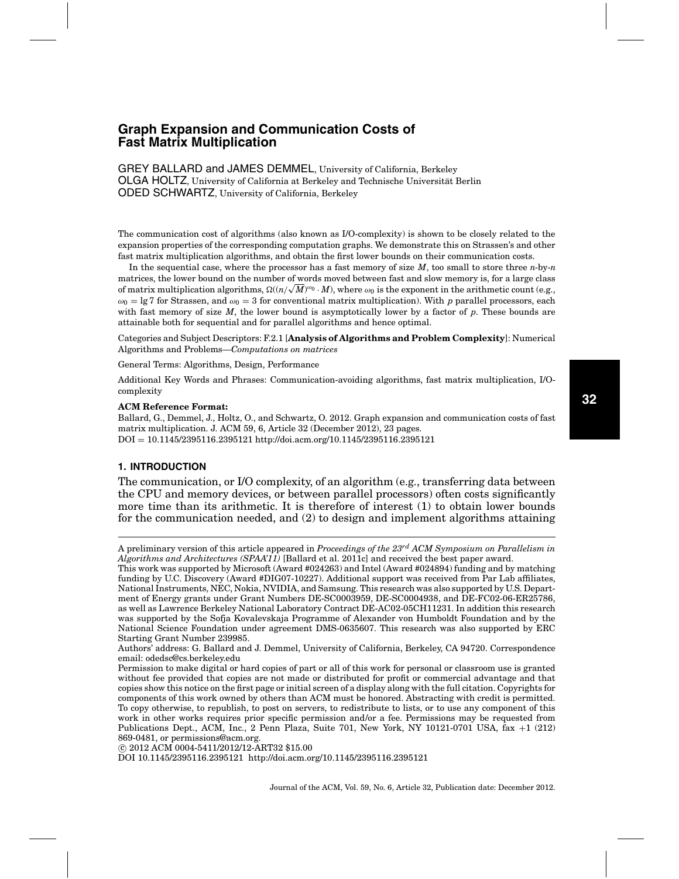# Graph Expansion and Communication Costs of Fast Matrix Multiplication

GREY BALLARD and JAMES DEMMEL, University of California, Berkeley
OLGA HOLTZ, University of California at Berkeley and Technische Universität Berlin
ODED SCHWARTZ, University of California, Berkeley

The communication cost of algorithms (also known as I/O-complexity) is shown to be closely related to the expansion properties of the corresponding computation graphs. We demonstrate this on Strassen's and other fast matrix multiplication algorithms, and obtain the first lower bounds on their communication costs.

In the sequential case, where the processor has a fast memory of size $M$, too small to store three $n$-by-$n$ matrices, the lower bound on the number of words moved between fast and slow memory is, for a large class of matrix multiplication algorithms, $\Omega((n/\sqrt{M})^{\omega_0} \cdot M)$, where $\omega_0$ is the exponent in the arithmetic count (e.g., $\omega_0 = \lg 7$ for Strassen, and $\omega_0 = 3$ for conventional matrix multiplication). With $p$ parallel processors, each with fast memory of size $M$, the lower bound is asymptotically lower by a factor of $p$. These bounds are attainable both for sequential and for parallel algorithms and hence optimal.

Categories and Subject Descriptors: F.2.1 [**Analysis of Algorithms and Problem Complexity**]: Numerical Algorithms and Problems—*Computations on matrices*

General Terms: Algorithms, Design, Performance

Additional Key Words and Phrases: Communication-avoiding algorithms, fast matrix multiplication, I/O-complexity

**ACM Reference Format:**
Ballard, G., Demmel, J., Holtz, O., and Schwartz, O. 2012. Graph expansion and communication costs of fast matrix multiplication. J. ACM 59, 6, Article 32 (December 2012), 23 pages.
DOI = 10.1145/2395116.2395121 http://doi.acm.org/10.1145/2395116.2395121

## 1. INTRODUCTION

The communication, or I/O complexity, of an algorithm (e.g., transferring data between the CPU and memory devices, or between parallel processors) often costs significantly more time than its arithmetic. It is therefore of interest (1) to obtain lower bounds for the communication needed, and (2) to design and implement algorithms attaining

---

A preliminary version of this article appeared in *Proceedings of the 23rd ACM Symposium on Parallelism in Algorithms and Architectures (SPAA'11)* [Ballard et al. 2011c] and received the best paper award.

This work was supported by Microsoft (Award #024263) and Intel (Award #024894) funding and by matching funding by U.C. Discovery (Award #DIG07-10227). Additional support was received from Par Lab affiliates, National Instruments, NEC, Nokia, NVIDIA, and Samsung. This research was also supported by U.S. Department of Energy grants under Grant Numbers DE-SC0003959, DE-SC0004938, and DE-FC02-06-ER25786, as well as Lawrence Berkeley National Laboratory Contract DE-AC02-05CH11231. In addition this research was supported by the Sofja Kovalevskaja Programme of Alexander von Humboldt Foundation and by the National Science Foundation under agreement DMS-0635607. This research was also supported by ERC Starting Grant Number 239985.

Authors' address: G. Ballard and J. Demmel, University of California, Berkeley, CA 94720. Correspondence email: odedsc@cs.berkeley.edu

Permission to make digital or hard copies of part or all of this work for personal or classroom use is granted without fee provided that copies are not made or distributed for profit or commercial advantage and that copies show this notice on the first page or initial screen of a display along with the full citation. Copyrights for components of this work owned by others than ACM must be honored. Abstracting with credit is permitted. To copy otherwise, to republish, to post on servers, to redistribute to lists, or to use any component of this work in other works requires prior specific permission and/or a fee. Permissions may be requested from Publications Dept., ACM, Inc., 2 Penn Plaza, Suite 701, New York, NY 10121-0701 USA, fax +1 (212) 869-0481, or permissions@acm.org.

© 2012 ACM 0004-5411/2012/12-ART32 $15.00

DOI 10.1145/2395116.2395121 http://doi.acm.org/10.1145/2395116.2395121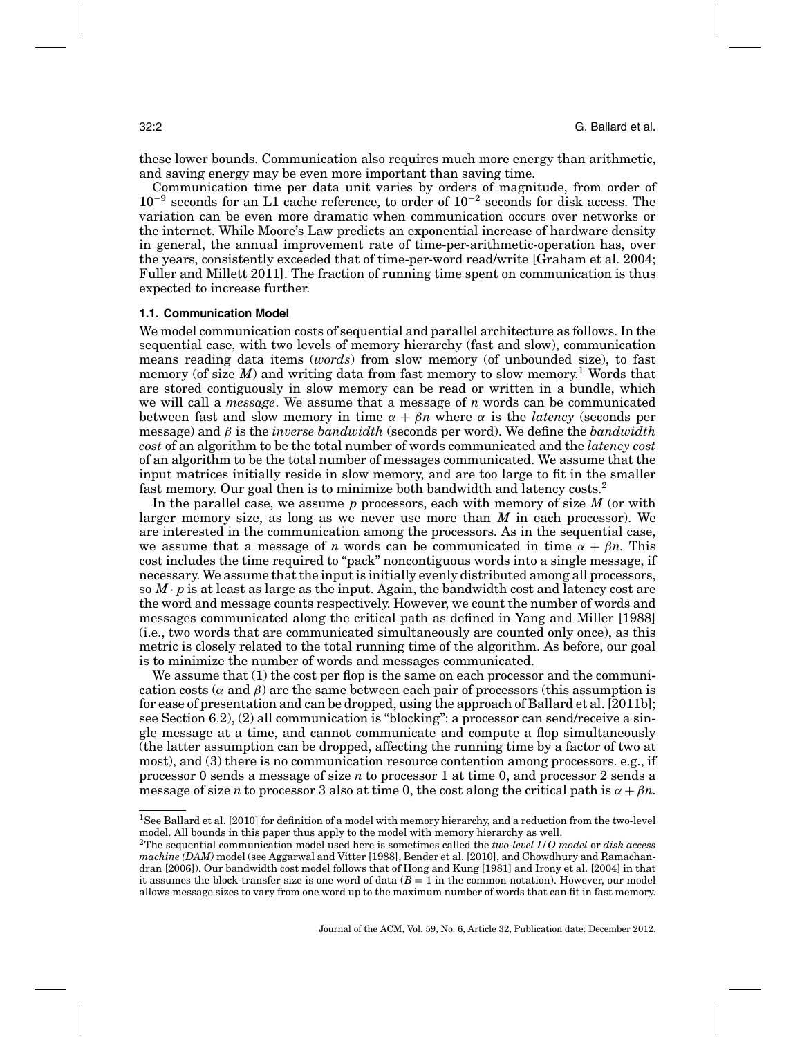these lower bounds. Communication also requires much more energy than arithmetic, and saving energy may be even more important than saving time.

Communication time per data unit varies by orders of magnitude, from order of $10^{-9}$ seconds for an L1 cache reference, to order of $10^{-2}$ seconds for disk access. The variation can be even more dramatic when communication occurs over networks or the internet. While Moore's Law predicts an exponential increase of hardware density in general, the annual improvement rate of time-per-arithmetic-operation has, over the years, consistently exceeded that of time-per-word read/write [Graham et al. 2004; Fuller and Millett 2011]. The fraction of running time spent on communication is thus expected to increase further.

### 1.1. Communication Model

We model communication costs of sequential and parallel architecture as follows. In the sequential case, with two levels of memory hierarchy (fast and slow), communication means reading data items (*words*) from slow memory (of unbounded size), to fast memory (of size $M$) and writing data from fast memory to slow memory.[1] Words that are stored contiguously in slow memory can be read or written in a bundle, which we will call a *message*. We assume that a message of $n$ words can be communicated between fast and slow memory in time $\alpha + \beta n$ where $\alpha$ is the *latency* (seconds per message) and $\beta$ is the *inverse bandwidth* (seconds per word). We define the *bandwidth cost* of an algorithm to be the total number of words communicated and the *latency cost* of an algorithm to be the total number of messages communicated. We assume that the input matrices initially reside in slow memory, and are too large to fit in the smaller fast memory. Our goal then is to minimize both bandwidth and latency costs.[2]

In the parallel case, we assume $p$ processors, each with memory of size $M$ (or with larger memory size, as long as we never use more than $M$ in each processor). We are interested in the communication among the processors. As in the sequential case, we assume that a message of $n$ words can be communicated in time $\alpha + \beta n$. This cost includes the time required to "pack" noncontiguous words into a single message, if necessary. We assume that the input is initially evenly distributed among all processors, so $M \cdot p$ is at least as large as the input. Again, the bandwidth cost and latency cost are the word and message counts respectively. However, we count the number of words and messages communicated along the critical path as defined in Yang and Miller [1988] (i.e., two words that are communicated simultaneously are counted only once), as this metric is closely related to the total running time of the algorithm. As before, our goal is to minimize the number of words and messages communicated.

We assume that (1) the cost per flop is the same on each processor and the communication costs ($\alpha$ and $\beta$) are the same between each pair of processors (this assumption is for ease of presentation and can be dropped, using the approach of Ballard et al. [2011b]; see Section 6.2), (2) all communication is "blocking": a processor can send/receive a single message at a time, and cannot communicate and compute a flop simultaneously (the latter assumption can be dropped, affecting the running time by a factor of two at most), and (3) there is no communication resource contention among processors. e.g., if processor 0 sends a message of size $n$ to processor 1 at time 0, and processor 2 sends a message of size $n$ to processor 3 also at time 0, the cost along the critical path is $\alpha + \beta n$.

---

[1] See Ballard et al. [2010] for definition of a model with memory hierarchy, and a reduction from the two-level model. All bounds in this paper thus apply to the model with memory hierarchy as well.

[2] The sequential communication model used here is sometimes called the *two-level I/O model* or *disk access machine (DAM)* model (see Aggarwal and Vitter [1988], Bender et al. [2010], and Chowdhury and Ramachandran [2006]). Our bandwidth cost model follows that of Hong and Kung [1981] and Irony et al. [2004] in that it assumes the block-transfer size is one word of data ($B = 1$ in the common notation). However, our model allows message sizes to vary from one word up to the maximum number of words that can fit in fast memory.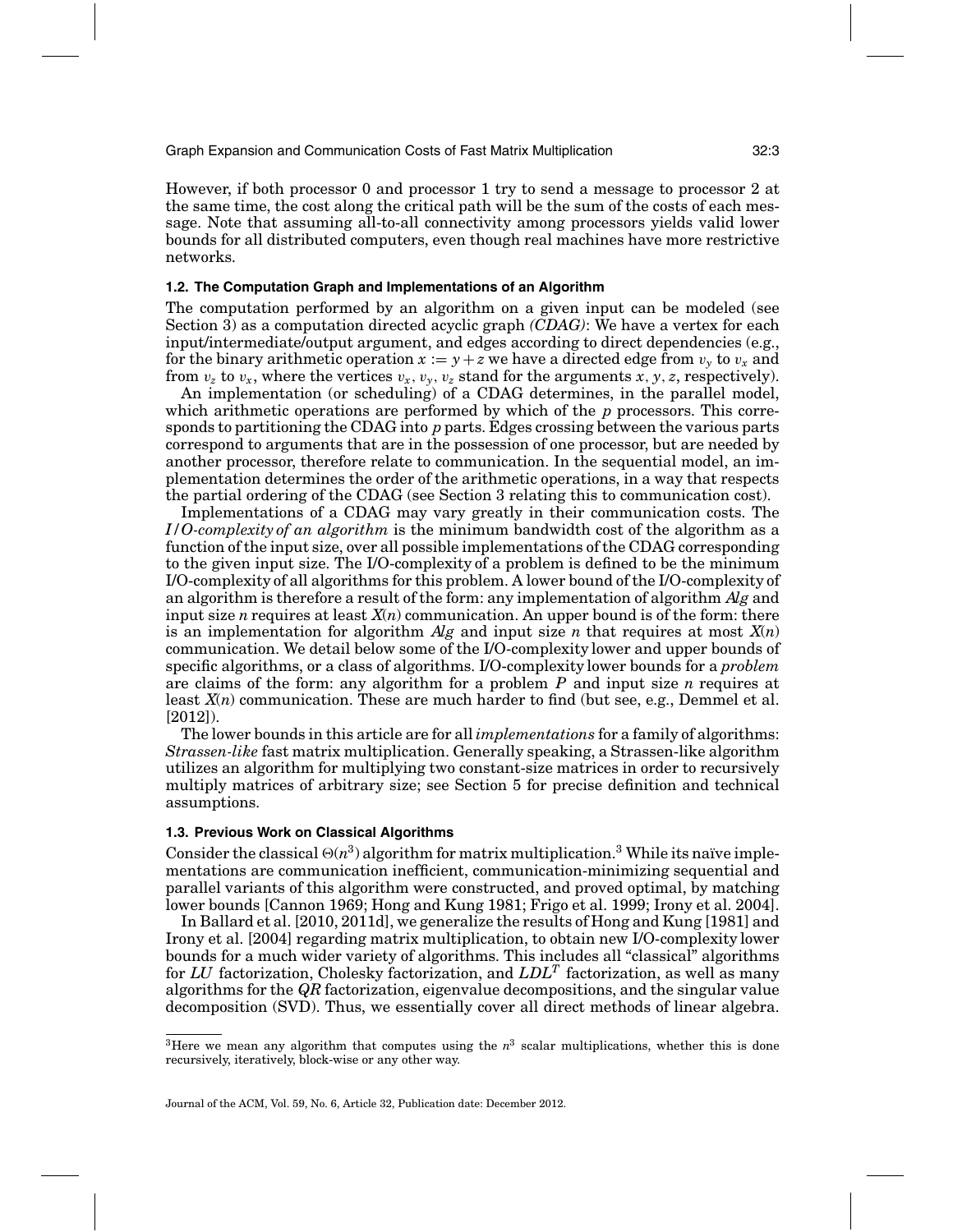However, if both processor 0 and processor 1 try to send a message to processor 2 at the same time, the cost along the critical path will be the sum of the costs of each message. Note that assuming all-to-all connectivity among processors yields valid lower bounds for all distributed computers, even though real machines have more restrictive networks.

### 1.2. The Computation Graph and Implementations of an Algorithm

The computation performed by an algorithm on a given input can be modeled (see Section 3) as a computation directed acyclic graph *(CDAG)*: We have a vertex for each input/intermediate/output argument, and edges according to direct dependencies (e.g., for the binary arithmetic operation $x := y + z$ we have a directed edge from $v_y$ to $v_x$ and from $v_z$ to $v_x$, where the vertices $v_x, v_y, v_z$ stand for the arguments $x, y, z$, respectively).

An implementation (or scheduling) of a CDAG determines, in the parallel model, which arithmetic operations are performed by which of the $p$ processors. This corresponds to partitioning the CDAG into $p$ parts. Edges crossing between the various parts correspond to arguments that are in the possession of one processor, but are needed by another processor, therefore relate to communication. In the sequential model, an implementation determines the order of the arithmetic operations, in a way that respects the partial ordering of the CDAG (see Section 3 relating this to communication cost).

Implementations of a CDAG may vary greatly in their communication costs. The *I/O-complexity of an algorithm* is the minimum bandwidth cost of the algorithm as a function of the input size, over all possible implementations of the CDAG corresponding to the given input size. The I/O-complexity of a problem is defined to be the minimum I/O-complexity of all algorithms for this problem. A lower bound of the I/O-complexity of an algorithm is therefore a result of the form: any implementation of algorithm *Alg* and input size $n$ requires at least $X(n)$ communication. An upper bound is of the form: there is an implementation for algorithm *Alg* and input size $n$ that requires at most $X(n)$ communication. We detail below some of the I/O-complexity lower and upper bounds of specific algorithms, or a class of algorithms. I/O-complexity lower bounds for a *problem* are claims of the form: any algorithm for a problem $P$ and input size $n$ requires at least $X(n)$ communication. These are much harder to find (but see, e.g., Demmel et al. [2012]).

The lower bounds in this article are for all *implementations* for a family of algorithms: *Strassen-like* fast matrix multiplication. Generally speaking, a Strassen-like algorithm utilizes an algorithm for multiplying two constant-size matrices in order to recursively multiply matrices of arbitrary size; see Section 5 for precise definition and technical assumptions.

### 1.3. Previous Work on Classical Algorithms

Consider the classical $\Theta(n^3)$ algorithm for matrix multiplication.[3] While its naïve implementations are communication inefficient, communication-minimizing sequential and parallel variants of this algorithm were constructed, and proved optimal, by matching lower bounds [Cannon 1969; Hong and Kung 1981; Frigo et al. 1999; Irony et al. 2004].

In Ballard et al. [2010, 2011d], we generalize the results of Hong and Kung [1981] and Irony et al. [2004] regarding matrix multiplication, to obtain new I/O-complexity lower bounds for a much wider variety of algorithms. This includes all "classical" algorithms for *LU* factorization, Cholesky factorization, and $LDL^T$ factorization, as well as many algorithms for the *QR* factorization, eigenvalue decompositions, and the singular value decomposition (SVD). Thus, we essentially cover all direct methods of linear algebra.

[3] Here we mean any algorithm that computes using the $n^3$ scalar multiplications, whether this is done recursively, iteratively, block-wise or any other way.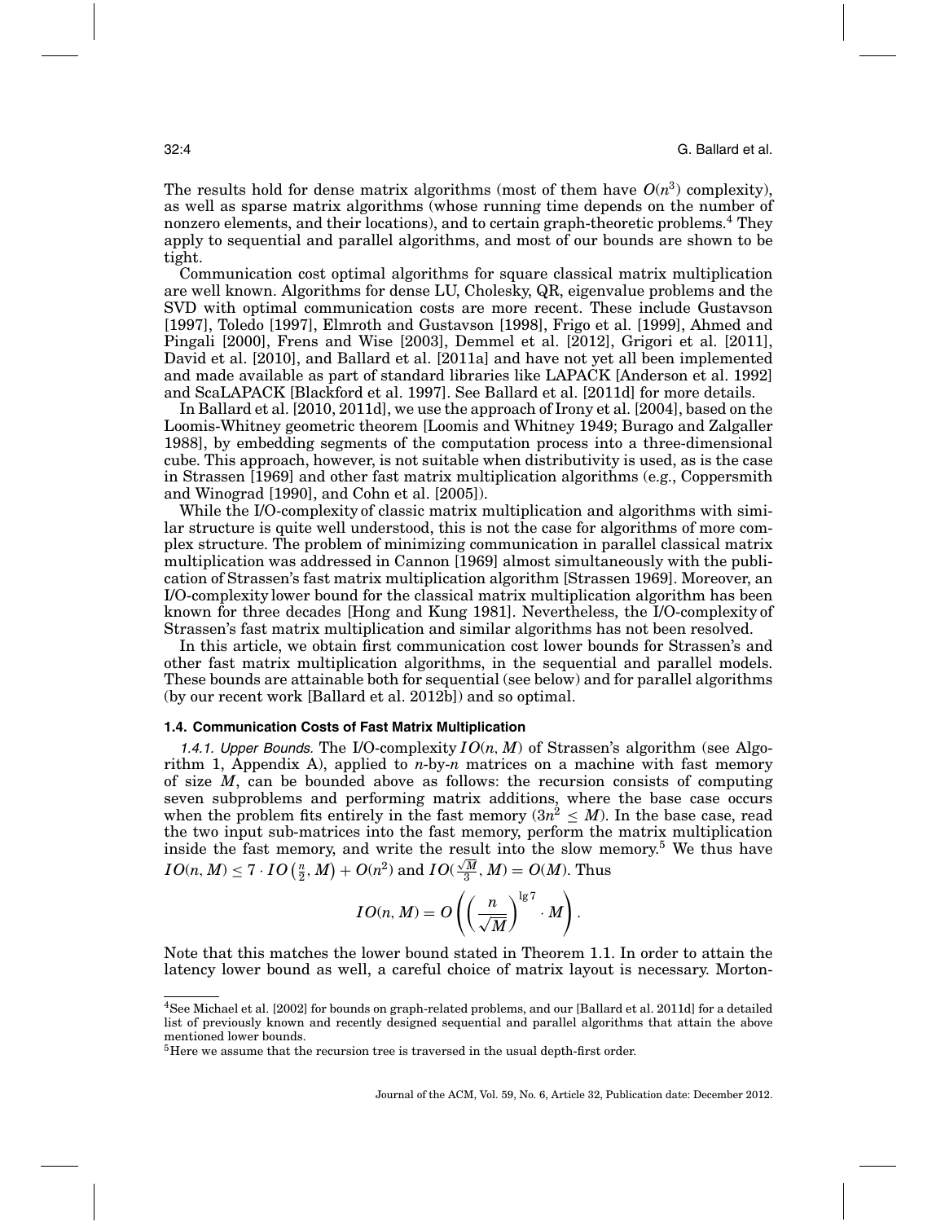The results hold for dense matrix algorithms (most of them have $O(n^3)$ complexity), as well as sparse matrix algorithms (whose running time depends on the number of nonzero elements, and their locations), and to certain graph-theoretic problems.[4] They apply to sequential and parallel algorithms, and most of our bounds are shown to be tight.

Communication cost optimal algorithms for square classical matrix multiplication are well known. Algorithms for dense LU, Cholesky, QR, eigenvalue problems and the SVD with optimal communication costs are more recent. These include Gustavson [1997], Toledo [1997], Elmroth and Gustavson [1998], Frigo et al. [1999], Ahmed and Pingali [2000], Frens and Wise [2003], Demmel et al. [2012], Grigori et al. [2011], David et al. [2010], and Ballard et al. [2011a] and have not yet all been implemented and made available as part of standard libraries like LAPACK [Anderson et al. 1992] and ScaLAPACK [Blackford et al. 1997]. See Ballard et al. [2011d] for more details.

In Ballard et al. [2010, 2011d], we use the approach of Irony et al. [2004], based on the Loomis-Whitney geometric theorem [Loomis and Whitney 1949; Burago and Zalgaller 1988], by embedding segments of the computation process into a three-dimensional cube. This approach, however, is not suitable when distributivity is used, as is the case in Strassen [1969] and other fast matrix multiplication algorithms (e.g., Coppersmith and Winograd [1990], and Cohn et al. [2005]).

While the I/O-complexity of classic matrix multiplication and algorithms with similar structure is quite well understood, this is not the case for algorithms of more complex structure. The problem of minimizing communication in parallel classical matrix multiplication was addressed in Cannon [1969] almost simultaneously with the publication of Strassen's fast matrix multiplication algorithm [Strassen 1969]. Moreover, an I/O-complexity lower bound for the classical matrix multiplication algorithm has been known for three decades [Hong and Kung 1981]. Nevertheless, the I/O-complexity of Strassen's fast matrix multiplication and similar algorithms has not been resolved.

In this article, we obtain first communication cost lower bounds for Strassen's and other fast matrix multiplication algorithms, in the sequential and parallel models. These bounds are attainable both for sequential (see below) and for parallel algorithms (by our recent work [Ballard et al. 2012b]) and so optimal.

### 1.4. Communication Costs of Fast Matrix Multiplication

*1.4.1. Upper Bounds.* The I/O-complexity $IO(n, M)$ of Strassen's algorithm (see Algorithm 1, Appendix A), applied to $n$-by-$n$ matrices on a machine with fast memory of size $M$, can be bounded above as follows: the recursion consists of computing seven subproblems and performing matrix additions, where the base case occurs when the problem fits entirely in the fast memory ($3n^2 \leq M$). In the base case, read the two input sub-matrices into the fast memory, perform the matrix multiplication inside the fast memory, and write the result into the slow memory.[5] We thus have $IO(n, M) \leq 7 \cdot IO\left(\frac{n}{2}, M\right) + O(n^2)$ and $IO(\frac{\sqrt{M}}{3}, M) = O(M)$. Thus

$$IO(n, M) = O\left(\left(\frac{n}{\sqrt{M}}\right)^{\lg 7} \cdot M\right).$$

Note that this matches the lower bound stated in Theorem 1.1. In order to attain the latency lower bound as well, a careful choice of matrix layout is necessary. Morton-

---

[4] See Michael et al. [2002] for bounds on graph-related problems, and our [Ballard et al. 2011d] for a detailed list of previously known and recently designed sequential and parallel algorithms that attain the above mentioned lower bounds.

[5] Here we assume that the recursion tree is traversed in the usual depth-first order.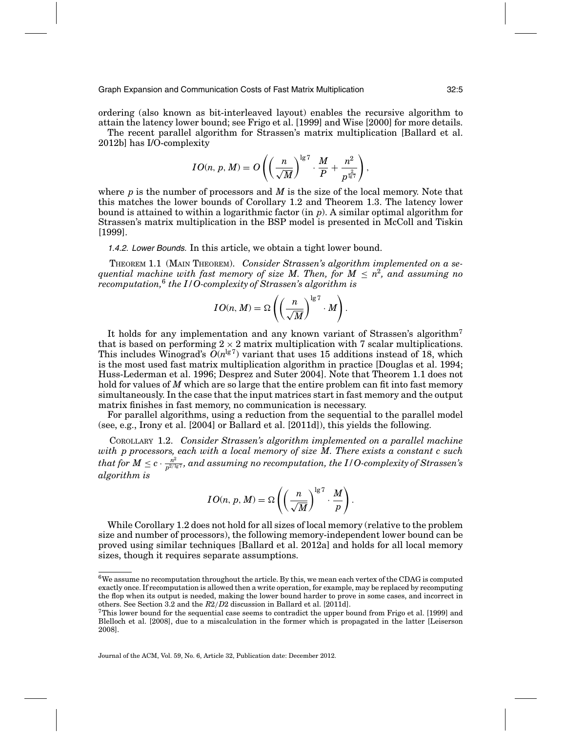ordering (also known as bit-interleaved layout) enables the recursive algorithm to attain the latency lower bound; see Frigo et al. [1999] and Wise [2000] for more details.

The recent parallel algorithm for Strassen's matrix multiplication [Ballard et al. 2012b] has I/O-complexity

$$IO(n, p, M) = O\left(\left(\frac{n}{\sqrt{M}}\right)^{\lg 7} \cdot \frac{M}{P} + \frac{n^2}{p^{\frac{2}{\lg 7}}}\right),$$

where $p$ is the number of processors and $M$ is the size of the local memory. Note that this matches the lower bounds of Corollary 1.2 and Theorem 1.3. The latency lower bound is attained to within a logarithmic factor (in $p$). A similar optimal algorithm for Strassen's matrix multiplication in the BSP model is presented in McColl and Tiskin [1999].

#### 1.4.2. Lower Bounds.

In this article, we obtain a tight lower bound.

THEOREM 1.1 (MAIN THEOREM). *Consider Strassen's algorithm implemented on a sequential machine with fast memory of size $M$. Then, for $M \leq n^2$, and assuming no recomputation,[6] the I/O-complexity of Strassen's algorithm is*

$$IO(n, M) = \Omega\left(\left(\frac{n}{\sqrt{M}}\right)^{\lg 7} \cdot M\right).$$

It holds for any implementation and any known variant of Strassen's algorithm[7] that is based on performing $2 \times 2$ matrix multiplication with 7 scalar multiplications. This includes Winograd's $O(n^{\lg 7})$ variant that uses 15 additions instead of 18, which is the most used fast matrix multiplication algorithm in practice [Douglas et al. 1994; Huss-Lederman et al. 1996; Desprez and Suter 2004]. Note that Theorem 1.1 does not hold for values of $M$ which are so large that the entire problem can fit into fast memory simultaneously. In the case that the input matrices start in fast memory and the output matrix finishes in fast memory, no communication is necessary.

For parallel algorithms, using a reduction from the sequential to the parallel model (see, e.g., Irony et al. [2004] or Ballard et al. [2011d]), this yields the following.

COROLLARY 1.2. *Consider Strassen's algorithm implemented on a parallel machine with $p$ processors, each with a local memory of size $M$. There exists a constant $c$ such that for $M \leq c \cdot \frac{n^2}{p^{2/\lg 7}}$, and assuming no recomputation, the I/O-complexity of Strassen's algorithm is*

$$IO(n, p, M) = \Omega\left(\left(\frac{n}{\sqrt{M}}\right)^{\lg 7} \cdot \frac{M}{p}\right).$$

While Corollary 1.2 does not hold for all sizes of local memory (relative to the problem size and number of processors), the following memory-independent lower bound can be proved using similar techniques [Ballard et al. 2012a] and holds for all local memory sizes, though it requires separate assumptions.

---

[6] We assume no recomputation throughout the article. By this, we mean each vertex of the CDAG is computed exactly once. If recomputation is allowed then a write operation, for example, may be replaced by recomputing the flop when its output is needed, making the lower bound harder to prove in some cases, and incorrect in others. See Section 3.2 and the $R2/D2$ discussion in Ballard et al. [2011d].

[7] This lower bound for the sequential case seems to contradict the upper bound from Frigo et al. [1999] and Blelloch et al. [2008], due to a miscalculation in the former which is propagated in the latter [Leiserson 2008].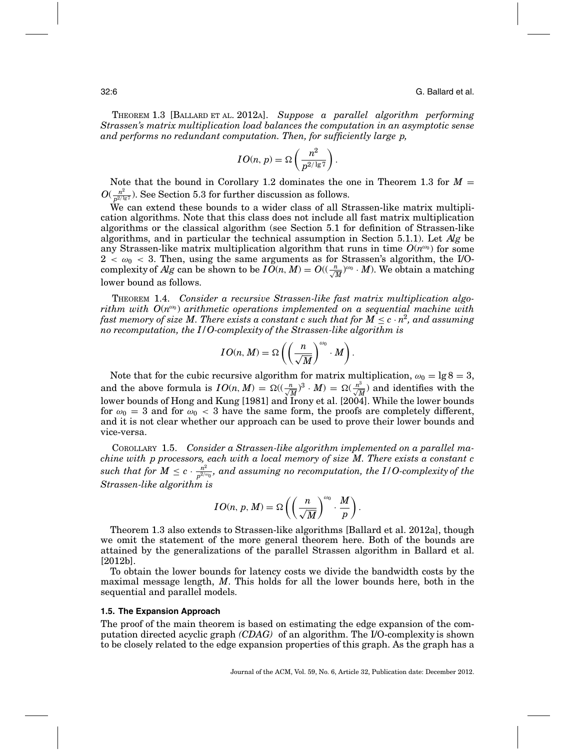THEOREM 1.3 [BALLARD ET AL. 2012A]. *Suppose a parallel algorithm performing Strassen's matrix multiplication load balances the computation in an asymptotic sense and performs no redundant computation. Then, for sufficiently large $p$,*

$$IO(n, p) = \Omega\left(\frac{n^2}{p^{2/\lg 7}}\right).$$

Note that the bound in Corollary 1.2 dominates the one in Theorem 1.3 for $M = O(\frac{n^2}{p^{2/\lg 7}})$. See Section 5.3 for further discussion as follows.

We can extend these bounds to a wider class of all Strassen-like matrix multiplication algorithms. Note that this class does not include all fast matrix multiplication algorithms or the classical algorithm (see Section 5.1 for definition of Strassen-like algorithms, and in particular the technical assumption in Section 5.1.1). Let *Alg* be any Strassen-like matrix multiplication algorithm that runs in time $O(n^{\omega_0})$ for some $2 < \omega_0 < 3$. Then, using the same arguments as for Strassen's algorithm, the I/O-complexity of *Alg* can be shown to be $IO(n, M) = O((\frac{n}{\sqrt{M}})^{\omega_0} \cdot M)$. We obtain a matching lower bound as follows.

THEOREM 1.4. *Consider a recursive Strassen-like fast matrix multiplication algorithm with $O(n^{\omega_0})$ arithmetic operations implemented on a sequential machine with fast memory of size $M$. There exists a constant $c$ such that for $M \leq c \cdot n^2$, and assuming no recomputation, the I/O-complexity of the Strassen-like algorithm is*

$$IO(n, M) = \Omega\left(\left(\frac{n}{\sqrt{M}}\right)^{\omega_0} \cdot M\right).$$

Note that for the cubic recursive algorithm for matrix multiplication, $\omega_0 = \lg 8 = 3$, and the above formula is $IO(n, M) = \Omega((\frac{n}{\sqrt{M}})^3 \cdot M) = \Omega(\frac{n^3}{\sqrt{M}})$ and identifies with the lower bounds of Hong and Kung [1981] and Irony et al. [2004]. While the lower bounds for $\omega_0 = 3$ and for $\omega_0 < 3$ have the same form, the proofs are completely different, and it is not clear whether our approach can be used to prove their lower bounds and vice-versa.

COROLLARY 1.5. *Consider a Strassen-like algorithm implemented on a parallel machine with $p$ processors, each with a local memory of size $M$. There exists a constant $c$ such that for $M \leq c \cdot \frac{n^2}{p^{2/\omega_0}}$, and assuming no recomputation, the I/O-complexity of the Strassen-like algorithm is*

$$IO(n, p, M) = \Omega\left(\left(\frac{n}{\sqrt{M}}\right)^{\omega_0} \cdot \frac{M}{p}\right).$$

Theorem 1.3 also extends to Strassen-like algorithms [Ballard et al. 2012a], though we omit the statement of the more general theorem here. Both of the bounds are attained by the generalizations of the parallel Strassen algorithm in Ballard et al. [2012b].

To obtain the lower bounds for latency costs we divide the bandwidth costs by the maximal message length, $M$. This holds for all the lower bounds here, both in the sequential and parallel models.

### 1.5. The Expansion Approach

The proof of the main theorem is based on estimating the edge expansion of the computation directed acyclic graph *(CDAG)* of an algorithm. The I/O-complexity is shown to be closely related to the edge expansion properties of this graph. As the graph has a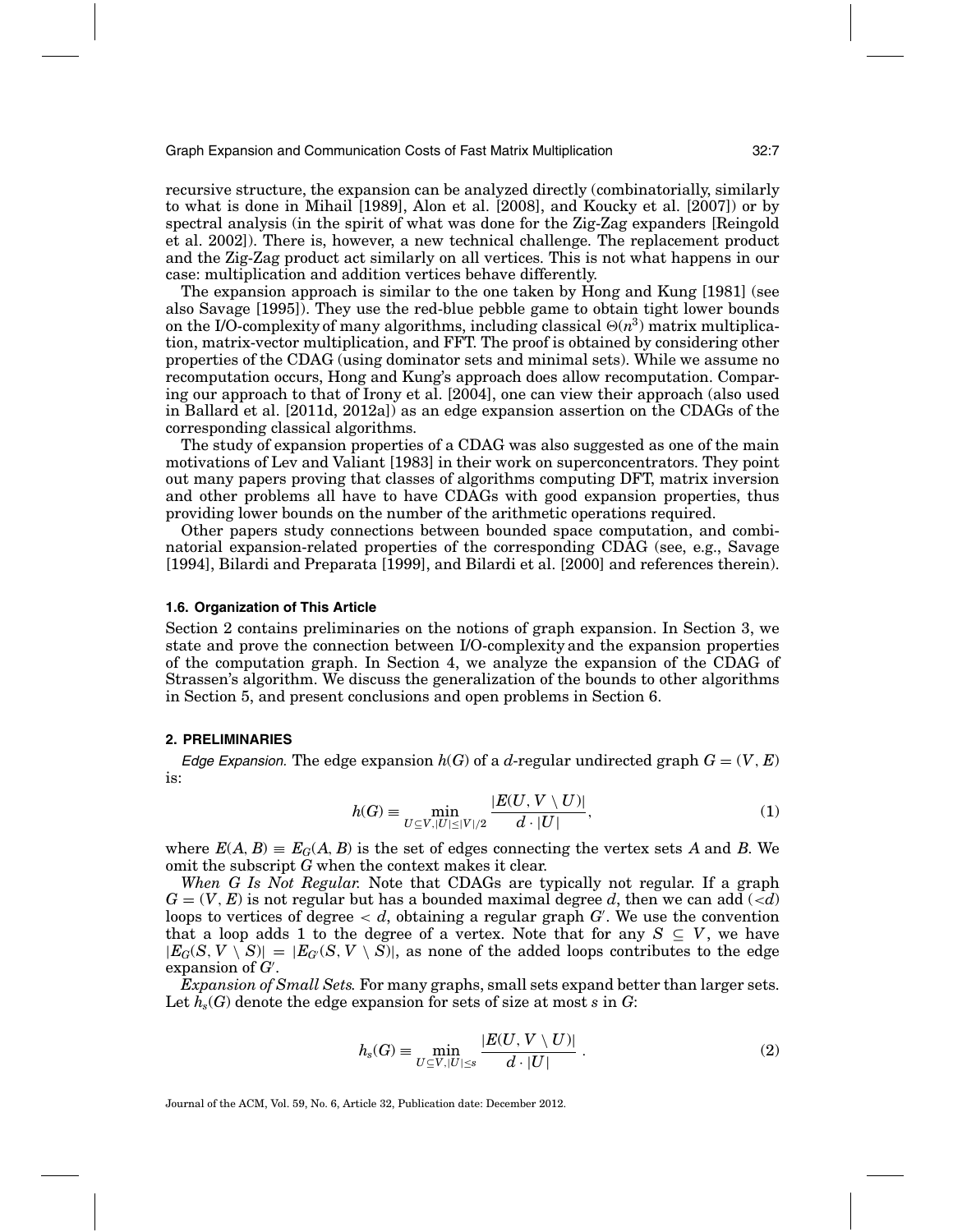recursive structure, the expansion can be analyzed directly (combinatorially, similarly to what is done in Mihail [1989], Alon et al. [2008], and Koucky et al. [2007]) or by spectral analysis (in the spirit of what was done for the Zig-Zag expanders [Reingold et al. 2002]). There is, however, a new technical challenge. The replacement product and the Zig-Zag product act similarly on all vertices. This is not what happens in our case: multiplication and addition vertices behave differently.

The expansion approach is similar to the one taken by Hong and Kung [1981] (see also Savage [1995]). They use the red-blue pebble game to obtain tight lower bounds on the I/O-complexity of many algorithms, including classical $\Theta(n^3)$ matrix multiplication, matrix-vector multiplication, and FFT. The proof is obtained by considering other properties of the CDAG (using dominator sets and minimal sets). While we assume no recomputation occurs, Hong and Kung's approach does allow recomputation. Comparing our approach to that of Irony et al. [2004], one can view their approach (also used in Ballard et al. [2011d, 2012a]) as an edge expansion assertion on the CDAGs of the corresponding classical algorithms.

The study of expansion properties of a CDAG was also suggested as one of the main motivations of Lev and Valiant [1983] in their work on superconcentrators. They point out many papers proving that classes of algorithms computing DFT, matrix inversion and other problems all have to have CDAGs with good expansion properties, thus providing lower bounds on the number of the arithmetic operations required.

Other papers study connections between bounded space computation, and combinatorial expansion-related properties of the corresponding CDAG (see, e.g., Savage [1994], Bilardi and Preparata [1999], and Bilardi et al. [2000] and references therein).

### 1.6. Organization of This Article

Section 2 contains preliminaries on the notions of graph expansion. In Section 3, we state and prove the connection between I/O-complexity and the expansion properties of the computation graph. In Section 4, we analyze the expansion of the CDAG of Strassen's algorithm. We discuss the generalization of the bounds to other algorithms in Section 5, and present conclusions and open problems in Section 6.

## 2. PRELIMINARIES

*Edge Expansion.* The edge expansion $h(G)$ of a $d$-regular undirected graph $G = (V, E)$ is:

$$h(G) \equiv \min_{U \subseteq V, |U| \leq |V|/2} \frac{|E(U, V \setminus U)|}{d \cdot |U|}, \tag{1}$$

where $E(A, B) \equiv E_G(A, B)$ is the set of edges connecting the vertex sets $A$ and $B$. We omit the subscript $G$ when the context makes it clear.

*When G Is Not Regular.* Note that CDAGs are typically not regular. If a graph $G = (V, E)$ is not regular but has a bounded maximal degree $d$, then we can add ($<d$) loops to vertices of degree $< d$, obtaining a regular graph $G'$. We use the convention that a loop adds 1 to the degree of a vertex. Note that for any $S \subseteq V$, we have $|E_G(S, V \setminus S)| = |E_{G'}(S, V \setminus S)|$, as none of the added loops contributes to the edge expansion of $G'$.

*Expansion of Small Sets.* For many graphs, small sets expand better than larger sets. Let $h_s(G)$ denote the edge expansion for sets of size at most $s$ in $G$:

$$h_s(G) \equiv \min_{U \subseteq V, |U| \leq s} \frac{|E(U, V \setminus U)|}{d \cdot |U|}. \tag{2}$$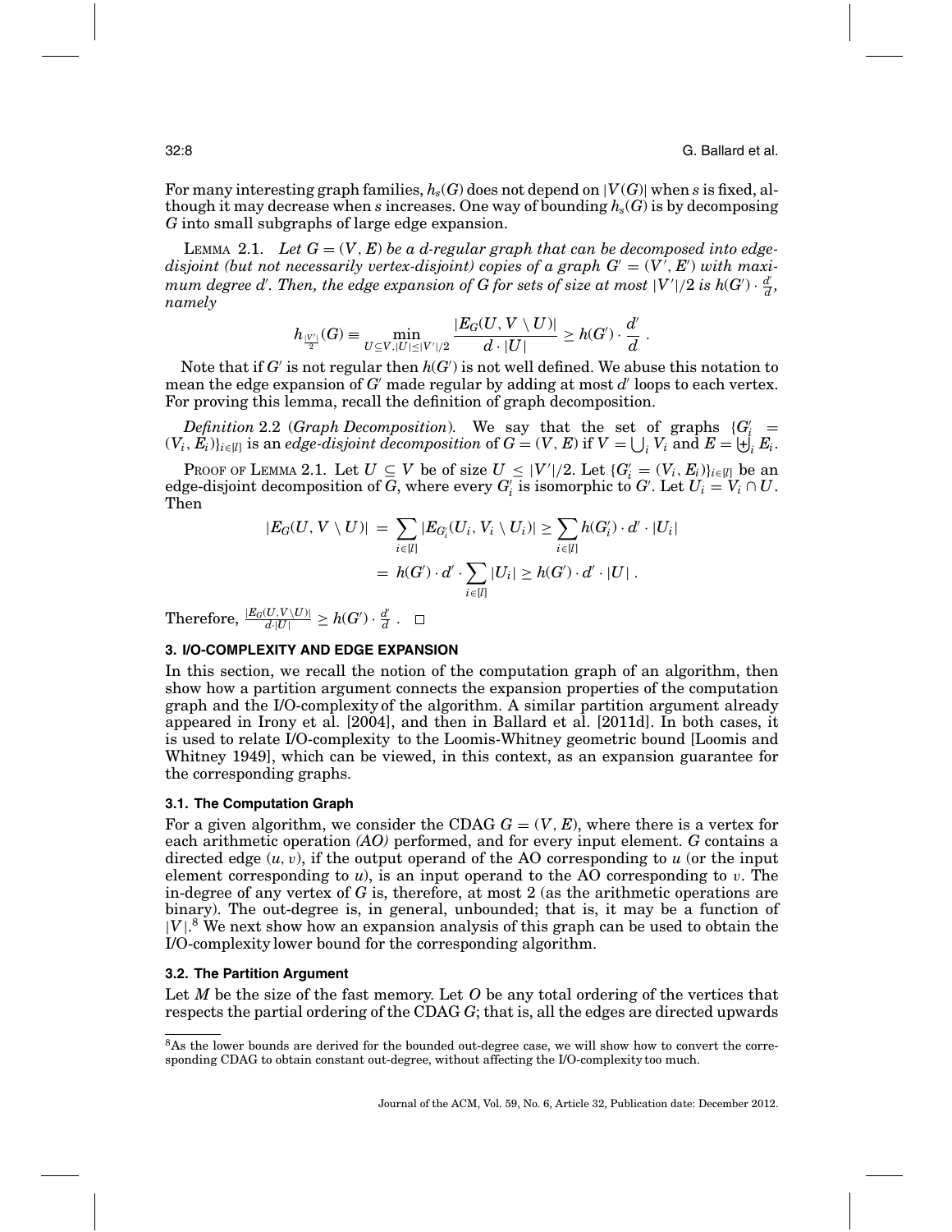For many interesting graph families, $h_s(G)$ does not depend on $|V(G)|$ when $s$ is fixed, although it may decrease when $s$ increases. One way of bounding $h_s(G)$ is by decomposing $G$ into small subgraphs of large edge expansion.

LEMMA 2.1. *Let $G = (V, E)$ be a $d$-regular graph that can be decomposed into edge-disjoint (but not necessarily vertex-disjoint) copies of a graph $G' = (V', E')$ with maximum degree $d'$. Then, the edge expansion of $G$ for sets of size at most $|V'|/2$ is $h(G') \cdot \frac{d'}{d}$, namely*

$$h_{\frac{|V'|}{2}}(G) \equiv \min_{U \subseteq V, |U| \leq |V'|/2} \frac{|E_G(U, V \setminus U)|}{d \cdot |U|} \geq h(G') \cdot \frac{d'}{d} .$$

Note that if $G'$ is not regular then $h(G')$ is not well defined. We abuse this notation to mean the edge expansion of $G'$ made regular by adding at most $d'$ loops to each vertex. For proving this lemma, recall the definition of graph decomposition.

*Definition* 2.2 (*Graph Decomposition*). We say that the set of graphs $\{G'_i = (V_i, E_i)\}_{i \in [l]}$ is an *edge-disjoint decomposition* of $G = (V, E)$ if $V = \bigcup_i V_i$ and $E = \biguplus_i E_i$.

PROOF OF LEMMA 2.1. Let $U \subseteq V$ be of size $U \leq |V'|/2$. Let $\{G'_i = (V_i, E_i)\}_{i \in [l]}$ be an edge-disjoint decomposition of $G$, where every $G'_i$ is isomorphic to $G'$. Let $U_i = V_i \cap U$. Then

$$\begin{aligned} |E_G(U, V \setminus U)| &= \sum_{i \in [l]} |E_{G'_i}(U_i, V_i \setminus U_i)| \geq \sum_{i \in [l]} h(G'_i) \cdot d' \cdot |U_i| \\ &= h(G') \cdot d' \cdot \sum_{i \in [l]} |U_i| \geq h(G') \cdot d' \cdot |U| . \end{aligned}$$

Therefore, $\frac{|E_G(U, V \setminus U)|}{d \cdot |U|} \geq h(G') \cdot \frac{d'}{d}$ . $\square$

## 3. I/O-COMPLEXITY AND EDGE EXPANSION

In this section, we recall the notion of the computation graph of an algorithm, then show how a partition argument connects the expansion properties of the computation graph and the I/O-complexity of the algorithm. A similar partition argument already appeared in Irony et al. [2004], and then in Ballard et al. [2011d]. In both cases, it is used to relate I/O-complexity to the Loomis-Whitney geometric bound [Loomis and Whitney 1949], which can be viewed, in this context, as an expansion guarantee for the corresponding graphs.

### 3.1. The Computation Graph

For a given algorithm, we consider the CDAG $G = (V, E)$, where there is a vertex for each arithmetic operation *(AO)* performed, and for every input element. $G$ contains a directed edge $(u, v)$, if the output operand of the AO corresponding to $u$ (or the input element corresponding to $u$), is an input operand to the AO corresponding to $v$. The in-degree of any vertex of $G$ is, therefore, at most 2 (as the arithmetic operations are binary). The out-degree is, in general, unbounded; that is, it may be a function of $|V|$.[8] We next show how an expansion analysis of this graph can be used to obtain the I/O-complexity lower bound for the corresponding algorithm.

### 3.2. The Partition Argument

Let $M$ be the size of the fast memory. Let $O$ be any total ordering of the vertices that respects the partial ordering of the CDAG $G$; that is, all the edges are directed upwards

[8] As the lower bounds are derived for the bounded out-degree case, we will show how to convert the corresponding CDAG to obtain constant out-degree, without affecting the I/O-complexity too much.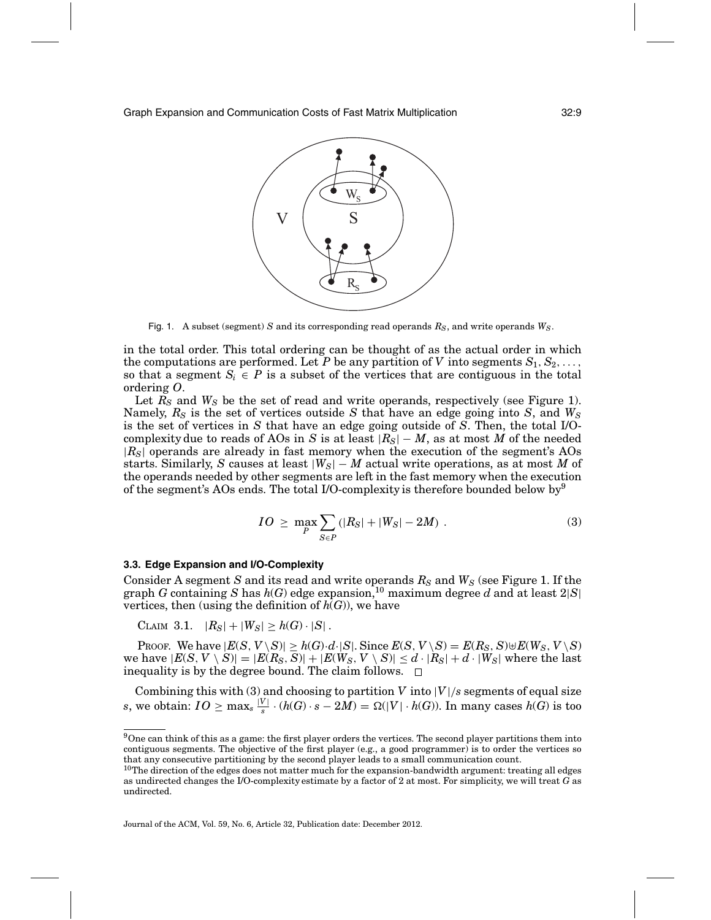Fig. 1. A subset (segment) $S$ and its corresponding read operands $R_S$, and write operands $W_S$.

in the total order. This total ordering can be thought of as the actual order in which the computations are performed. Let $P$ be any partition of $V$ into segments $S_1, S_2, \ldots,$ so that a segment $S_i \in P$ is a subset of the vertices that are contiguous in the total ordering $O$.

Let $R_S$ and $W_S$ be the set of read and write operands, respectively (see Figure 1). Namely, $R_S$ is the set of vertices outside $S$ that have an edge going into $S$, and $W_S$ is the set of vertices in $S$ that have an edge going outside of $S$. Then, the total I/O-complexity due to reads of AOs in $S$ is at least $|R_S| - M$, as at most $M$ of the needed $|R_S|$ operands are already in fast memory when the execution of the segment's AOs starts. Similarly, $S$ causes at least $|W_S| - M$ actual write operations, as at most $M$ of the operands needed by other segments are left in the fast memory when the execution of the segment's AOs ends. The total I/O-complexity is therefore bounded below by[9]

$$IO \geq \max_P \sum_{S \in P} (|R_S| + |W_S| - 2M) . \tag{3}$$

### 3.3. Edge Expansion and I/O-Complexity

Consider A segment $S$ and its read and write operands $R_S$ and $W_S$ (see Figure 1. If the graph $G$ containing $S$ has $h(G)$ edge expansion,[10] maximum degree $d$ and at least $2|S|$ vertices, then (using the definition of $h(G)$), we have

CLAIM 3.1. $|R_S| + |W_S| \geq h(G) \cdot |S|$.

PROOF. We have $|E(S, V \setminus S)| \geq h(G) \cdot d \cdot |S|$. Since $E(S, V \setminus S) = E(R_S, S) \uplus E(W_S, V \setminus S)$ we have $|E(S, V \setminus S)| = |E(R_S, S)| + |E(W_S, V \setminus S)| \leq d \cdot |R_S| + d \cdot |W_S|$ where the last inequality is by the degree bound. The claim follows. $\square$

Combining this with (3) and choosing to partition $V$ into $|V|/s$ segments of equal size $s$, we obtain: $IO \geq \max_s \frac{|V|}{s} \cdot (h(G) \cdot s - 2M) = \Omega(|V| \cdot h(G))$. In many cases $h(G)$ is too

[9] One can think of this as a game: the first player orders the vertices. The second player partitions them into contiguous segments. The objective of the first player (e.g., a good programmer) is to order the vertices so that any consecutive partitioning by the second player leads to a small communication count.

[10] The direction of the edges does not matter much for the expansion-bandwidth argument: treating all edges as undirected changes the I/O-complexity estimate by a factor of 2 at most. For simplicity, we will treat $G$ as undirected.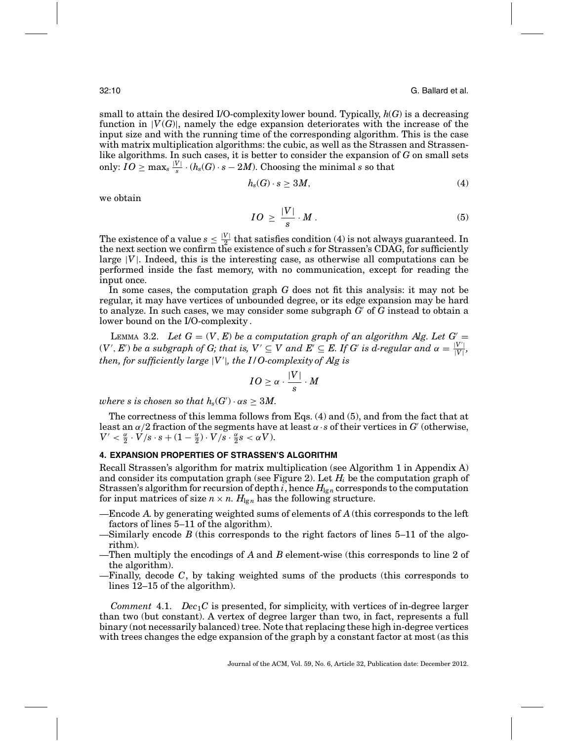small to attain the desired I/O-complexity lower bound. Typically, $h(G)$ is a decreasing function in $|V(G)|$, namely the edge expansion deteriorates with the increase of the input size and with the running time of the corresponding algorithm. This is the case with matrix multiplication algorithms: the cubic, as well as the Strassen and Strassen-like algorithms. In such cases, it is better to consider the expansion of $G$ on small sets only: $IO \geq \max_s \frac{|V|}{s} \cdot (h_s(G) \cdot s - 2M)$. Choosing the minimal $s$ so that

$$h_s(G) \cdot s \geq 3M, \tag{4}$$

we obtain

$$IO \geq \frac{|V|}{s} \cdot M . \tag{5}$$

The existence of a value $s \leq \frac{|V|}{2}$ that satisfies condition (4) is not always guaranteed. In the next section we confirm the existence of such $s$ for Strassen's CDAG, for sufficiently large $|V|$. Indeed, this is the interesting case, as otherwise all computations can be performed inside the fast memory, with no communication, except for reading the input once.

In some cases, the computation graph $G$ does not fit this analysis: it may not be regular, it may have vertices of unbounded degree, or its edge expansion may be hard to analyze. In such cases, we may consider some subgraph $G'$ of $G$ instead to obtain a lower bound on the I/O-complexity.

LEMMA 3.2. *Let $G = (V, E)$ be a computation graph of an algorithm Alg. Let $G' = (V', E')$ be a subgraph of G; that is, $V' \subseteq V$ and $E' \subseteq E$. If $G'$ is d-regular and $\alpha = \frac{|V'|}{|V|}$, then, for sufficiently large $|V'|$, the I/O-complexity of Alg is*

$$IO \geq \alpha \cdot \frac{|V|}{s} \cdot M$$

*where s is chosen so that $h_s(G') \cdot \alpha s \geq 3M$.*

The correctness of this lemma follows from Eqs. (4) and (5), and from the fact that at least an $\alpha/2$ fraction of the segments have at least $\alpha \cdot s$ of their vertices in $G'$ (otherwise, $V' < \frac{\alpha}{2} \cdot V/s \cdot s + (1 - \frac{\alpha}{2}) \cdot V/s \cdot \frac{\alpha}{2} s < \alpha V$).

## 4. EXPANSION PROPERTIES OF STRASSEN'S ALGORITHM

Recall Strassen's algorithm for matrix multiplication (see Algorithm 1 in Appendix A) and consider its computation graph (see Figure 2). Let $H_i$ be the computation graph of Strassen's algorithm for recursion of depth $i$, hence $H_{\lg n}$ corresponds to the computation for input matrices of size $n \times n$. $H_{\lg n}$ has the following structure.

—Encode $A$. by generating weighted sums of elements of $A$ (this corresponds to the left factors of lines 5–11 of the algorithm).
—Similarly encode $B$ (this corresponds to the right factors of lines 5–11 of the algorithm).
—Then multiply the encodings of $A$ and $B$ element-wise (this corresponds to line 2 of the algorithm).
—Finally, decode $C$, by taking weighted sums of the products (this corresponds to lines 12–15 of the algorithm).

*Comment* 4.1. $Dec_1C$ is presented, for simplicity, with vertices of in-degree larger than two (but constant). A vertex of degree larger than two, in fact, represents a full binary (not necessarily balanced) tree. Note that replacing these high in-degree vertices with trees changes the edge expansion of the graph by a constant factor at most (as this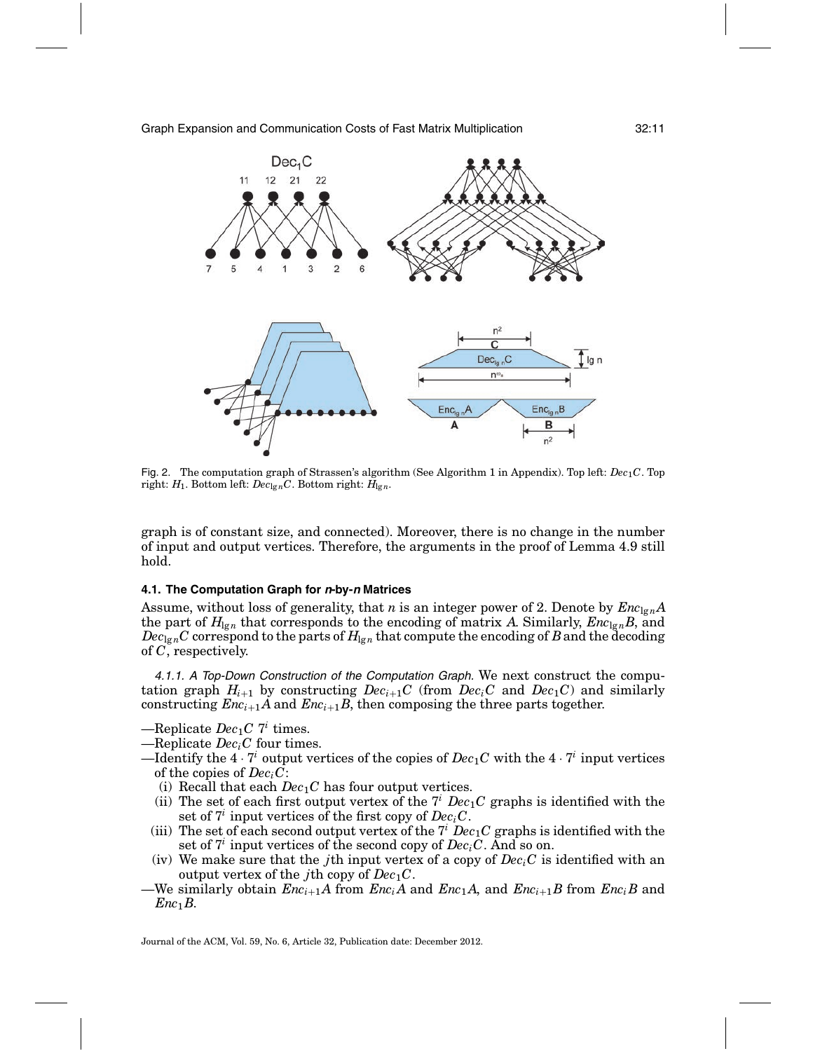Fig. 2. The computation graph of Strassen's algorithm (See Algorithm 1 in Appendix). Top left: $Dec_1C$. Top right: $H_1$. Bottom left: $Dec_{\lg n}C$. Bottom right: $H_{\lg n}$.

graph is of constant size, and connected). Moreover, there is no change in the number of input and output vertices. Therefore, the arguments in the proof of Lemma 4.9 still hold.

### 4.1. The Computation Graph for *n*-by-*n* Matrices

Assume, without loss of generality, that $n$ is an integer power of 2. Denote by $Enc_{\lg n}A$ the part of $H_{\lg n}$ that corresponds to the encoding of matrix $A$. Similarly, $Enc_{\lg n}B$, and $Dec_{\lg n}C$ correspond to the parts of $H_{\lg n}$ that compute the encoding of $B$ and the decoding of $C$, respectively.

*4.1.1. A Top-Down Construction of the Computation Graph.* We next construct the computation graph $H_{i+1}$ by constructing $Dec_{i+1}C$ (from $Dec_iC$ and $Dec_1C$) and similarly constructing $Enc_{i+1}A$ and $Enc_{i+1}B$, then composing the three parts together.

—Replicate $Dec_1C$ $7^i$ times.

—Replicate $Dec_iC$ four times.

—Identify the $4 \cdot 7^i$ output vertices of the copies of $Dec_1C$ with the $4 \cdot 7^i$ input vertices of the copies of $Dec_iC$:

  (i) Recall that each $Dec_1C$ has four output vertices.

  (ii) The set of each first output vertex of the $7^i$ $Dec_1C$ graphs is identified with the set of $7^i$ input vertices of the first copy of $Dec_iC$.

  (iii) The set of each second output vertex of the $7^i$ $Dec_1C$ graphs is identified with the set of $7^i$ input vertices of the second copy of $Dec_iC$. And so on.

  (iv) We make sure that the $j$th input vertex of a copy of $Dec_iC$ is identified with an output vertex of the $j$th copy of $Dec_1C$.

—We similarly obtain $Enc_{i+1}A$ from $Enc_iA$ and $Enc_1A$, and $Enc_{i+1}B$ from $Enc_iB$ and $Enc_1B$.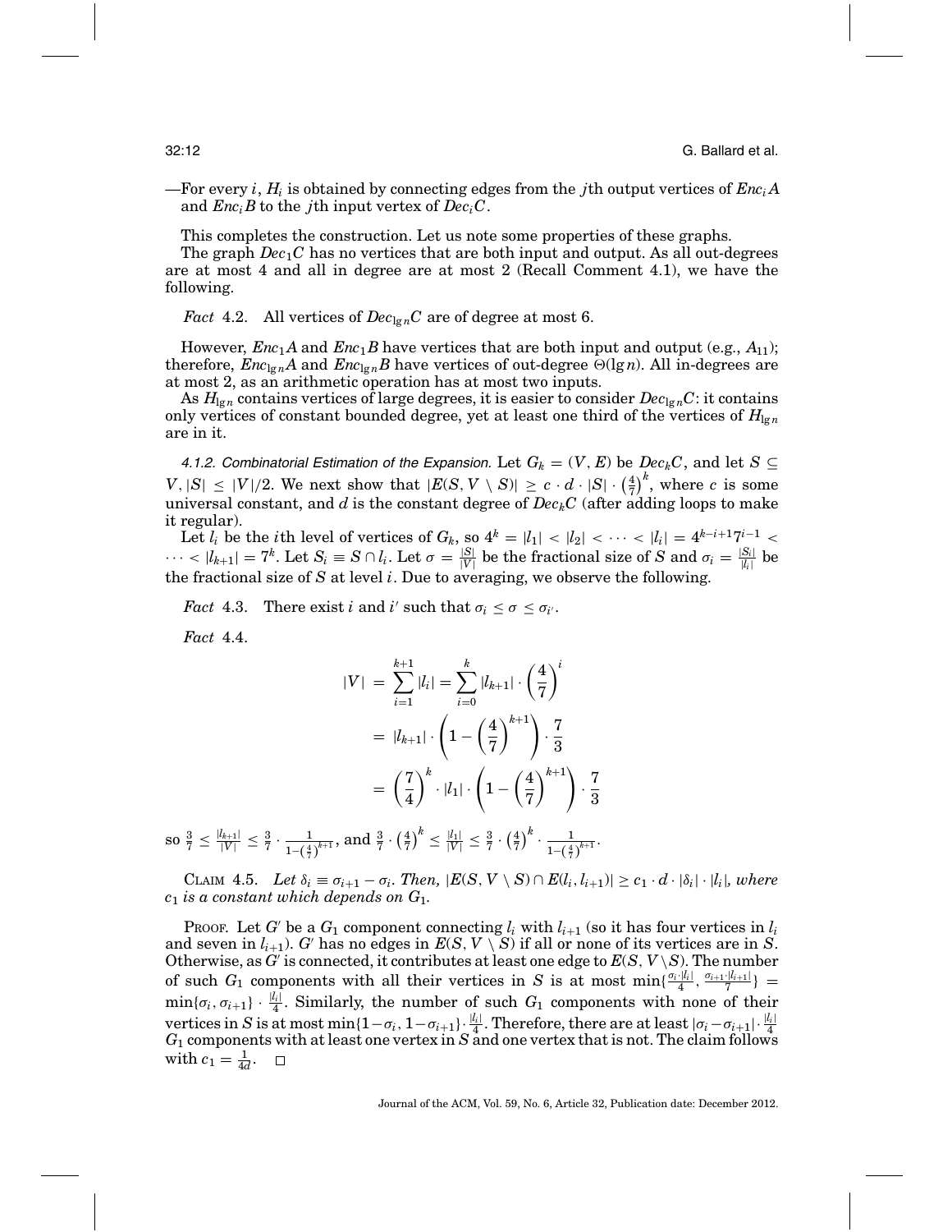—For every $i$, $H_i$ is obtained by connecting edges from the $j$th output vertices of $Enc_iA$ and $Enc_iB$ to the $j$th input vertex of $Dec_iC$.

This completes the construction. Let us note some properties of these graphs.

The graph $Dec_1C$ has no vertices that are both input and output. As all out-degrees are at most 4 and all in degree are at most 2 (Recall Comment 4.1), we have the following.

*Fact* 4.2. All vertices of $Dec_{\lg n}C$ are of degree at most 6.

However, $Enc_1A$ and $Enc_1B$ have vertices that are both input and output (e.g., $A_{11}$); therefore, $Enc_{\lg n}A$ and $Enc_{\lg n}B$ have vertices of out-degree $\Theta(\lg n)$. All in-degrees are at most 2, as an arithmetic operation has at most two inputs.

As $H_{\lg n}$ contains vertices of large degrees, it is easier to consider $Dec_{\lg n}C$: it contains only vertices of constant bounded degree, yet at least one third of the vertices of $H_{\lg n}$ are in it.

*4.1.2. Combinatorial Estimation of the Expansion.* Let $G_k = (V, E)$ be $Dec_kC$, and let $S \subseteq V, |S| \leq |V|/2$. We next show that $|E(S, V \setminus S)| \geq c \cdot d \cdot |S| \cdot \left(\frac{4}{7}\right)^k$, where $c$ is some universal constant, and $d$ is the constant degree of $Dec_kC$ (after adding loops to make it regular).

Let $l_i$ be the $i$th level of vertices of $G_k$, so $4^k = |l_1| < |l_2| < \cdots < |l_i| = 4^{k-i+1}7^{i-1} < \cdots < |l_{k+1}| = 7^k$. Let $S_i \equiv S \cap l_i$. Let $\sigma = \frac{|S|}{|V|}$ be the fractional size of $S$ and $\sigma_i = \frac{|S_i|}{|l_i|}$ be the fractional size of $S$ at level $i$. Due to averaging, we observe the following.

*Fact* 4.3. There exist $i$ and $i'$ such that $\sigma_i \leq \sigma \leq \sigma_{i'}$.

*Fact* 4.4.

$$
\begin{aligned}
|V| &= \sum_{i=1}^{k+1} |l_i| = \sum_{i=0}^{k} |l_{k+1}| \cdot \left(\frac{4}{7}\right)^i \\
&= |l_{k+1}| \cdot \left(1 - \left(\frac{4}{7}\right)^{k+1}\right) \cdot \frac{7}{3} \\
&= \left(\frac{7}{4}\right)^k \cdot |l_1| \cdot \left(1 - \left(\frac{4}{7}\right)^{k+1}\right) \cdot \frac{7}{3}
\end{aligned}
$$

so $\frac{3}{7} \leq \frac{|l_{k+1}|}{|V|} \leq \frac{3}{7} \cdot \frac{1}{1-\left(\frac{4}{7}\right)^{k+1}}$, and $\frac{3}{7} \cdot \left(\frac{4}{7}\right)^k \leq \frac{|l_1|}{|V|} \leq \frac{3}{7} \cdot \left(\frac{4}{7}\right)^k \cdot \frac{1}{1-\left(\frac{4}{7}\right)^{k+1}}$.

CLAIM 4.5. *Let $\delta_i \equiv \sigma_{i+1} - \sigma_i$. Then, $|E(S, V \setminus S) \cap E(l_i, l_{i+1})| \geq c_1 \cdot d \cdot |\delta_i| \cdot |l_i|$, where $c_1$ is a constant which depends on $G_1$.*

PROOF. Let $G'$ be a $G_1$ component connecting $l_i$ with $l_{i+1}$ (so it has four vertices in $l_i$ and seven in $l_{i+1}$). $G'$ has no edges in $E(S, V \setminus S)$ if all or none of its vertices are in $S$. Otherwise, as $G'$ is connected, it contributes at least one edge to $E(S, V \setminus S)$. The number of such $G_1$ components with all their vertices in $S$ is at most $\min\{\frac{\sigma_i \cdot |l_i|}{4}, \frac{\sigma_{i+1} \cdot |l_{i+1}|}{7}\} = \min\{\sigma_i, \sigma_{i+1}\} \cdot \frac{|l_i|}{4}$. Similarly, the number of such $G_1$ components with none of their vertices in $S$ is at most $\min\{1-\sigma_i, 1-\sigma_{i+1}\} \cdot \frac{|l_i|}{4}$. Therefore, there are at least $|\sigma_i - \sigma_{i+1}| \cdot \frac{|l_i|}{4}$ $G_1$ components with at least one vertex in $S$ and one vertex that is not. The claim follows with $c_1 = \frac{1}{4d}$. $\square$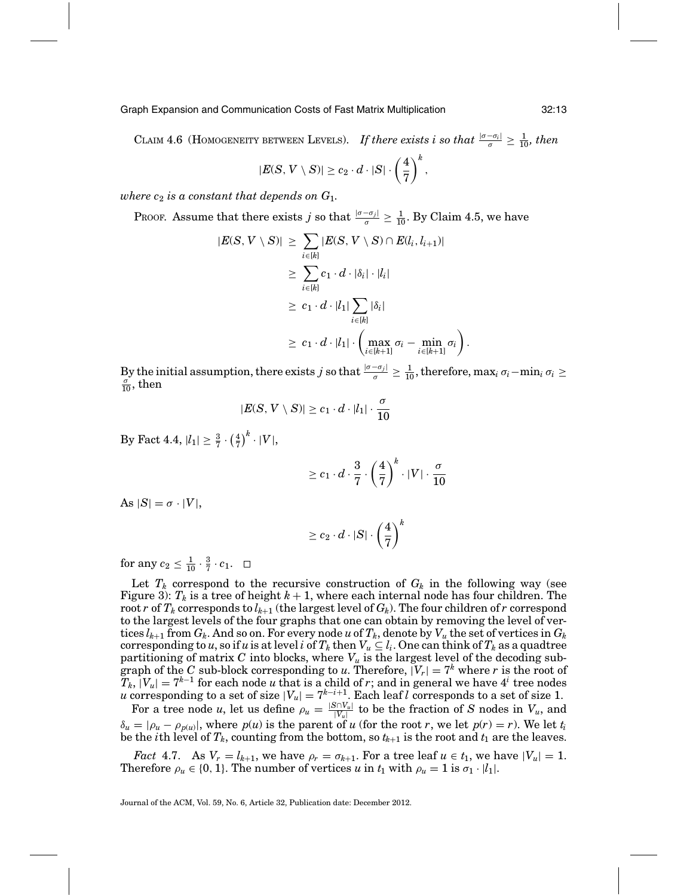CLAIM 4.6 (HOMOGENEITY BETWEEN LEVELS). *If there exists $i$ so that $\frac{|\sigma - \sigma_i|}{\sigma} \geq \frac{1}{10}$, then*

$$|E(S, V \setminus S)| \geq c_2 \cdot d \cdot |S| \cdot \left(\frac{4}{7}\right)^k,$$

*where $c_2$ is a constant that depends on $G_1$.*

PROOF. Assume that there exists $j$ so that $\frac{|\sigma - \sigma_j|}{\sigma} \geq \frac{1}{10}$. By Claim 4.5, we have

$$\begin{aligned}
|E(S, V \setminus S)| &\geq \sum_{i \in [k]} |E(S, V \setminus S) \cap E(l_i, l_{i+1})| \\
&\geq \sum_{i \in [k]} c_1 \cdot d \cdot |\delta_i| \cdot |l_i| \\
&\geq c_1 \cdot d \cdot |l_1| \sum_{i \in [k]} |\delta_i| \\
&\geq c_1 \cdot d \cdot |l_1| \cdot \left( \max_{i \in [k+1]} \sigma_i - \min_{i \in [k+1]} \sigma_i \right).
\end{aligned}$$

By the initial assumption, there exists $j$ so that $\frac{|\sigma - \sigma_j|}{\sigma} \geq \frac{1}{10}$, therefore, $\max_i \sigma_i - \min_i \sigma_i \geq \frac{\sigma}{10}$, then

$$|E(S, V \setminus S)| \geq c_1 \cdot d \cdot |l_1| \cdot \frac{\sigma}{10}$$

By Fact 4.4, $|l_1| \geq \frac{3}{7} \cdot \left(\frac{4}{7}\right)^k \cdot |V|$,

$$\geq c_1 \cdot d \cdot \frac{3}{7} \cdot \left(\frac{4}{7}\right)^k \cdot |V| \cdot \frac{\sigma}{10}$$

As $|S| = \sigma \cdot |V|$,

$$\geq c_2 \cdot d \cdot |S| \cdot \left(\frac{4}{7}\right)^k$$

for any $c_2 \leq \frac{1}{10} \cdot \frac{3}{7} \cdot c_1$. $\square$

Let $T_k$ correspond to the recursive construction of $G_k$ in the following way (see Figure 3): $T_k$ is a tree of height $k+1$, where each internal node has four children. The root $r$ of $T_k$ corresponds to $l_{k+1}$ (the largest level of $G_k$). The four children of $r$ correspond to the largest levels of the four graphs that one can obtain by removing the level of vertices $l_{k+1}$ from $G_k$. And so on. For every node $u$ of $T_k$, denote by $V_u$ the set of vertices in $G_k$ corresponding to $u$, so if $u$ is at level $i$ of $T_k$ then $V_u \subseteq l_i$. One can think of $T_k$ as a quadtree partitioning of matrix $C$ into blocks, where $V_u$ is the largest level of the decoding subgraph of the $C$ sub-block corresponding to $u$. Therefore, $|V_r| = 7^k$ where $r$ is the root of $T_k$, $|V_u| = 7^{k-1}$ for each node $u$ that is a child of $r$; and in general we have $4^i$ tree nodes $u$ corresponding to a set of size $|V_u| = 7^{k-i+1}$. Each leaf $l$ corresponds to a set of size 1.

For a tree node $u$, let us define $\rho_u = \frac{|S \cap V_u|}{|V_u|}$ to be the fraction of $S$ nodes in $V_u$, and $\delta_u = |\rho_u - \rho_{p(u)}|$, where $p(u)$ is the parent of $u$ (for the root $r$, we let $p(r) = r$). We let $t_i$ be the $i$th level of $T_k$, counting from the bottom, so $t_{k+1}$ is the root and $t_1$ are the leaves.

*Fact* 4.7. As $V_r = l_{k+1}$, we have $\rho_r = \sigma_{k+1}$. For a tree leaf $u \in t_1$, we have $|V_u| = 1$. Therefore $\rho_u \in \{0, 1\}$. The number of vertices $u$ in $t_1$ with $\rho_u = 1$ is $\sigma_1 \cdot |l_1|$.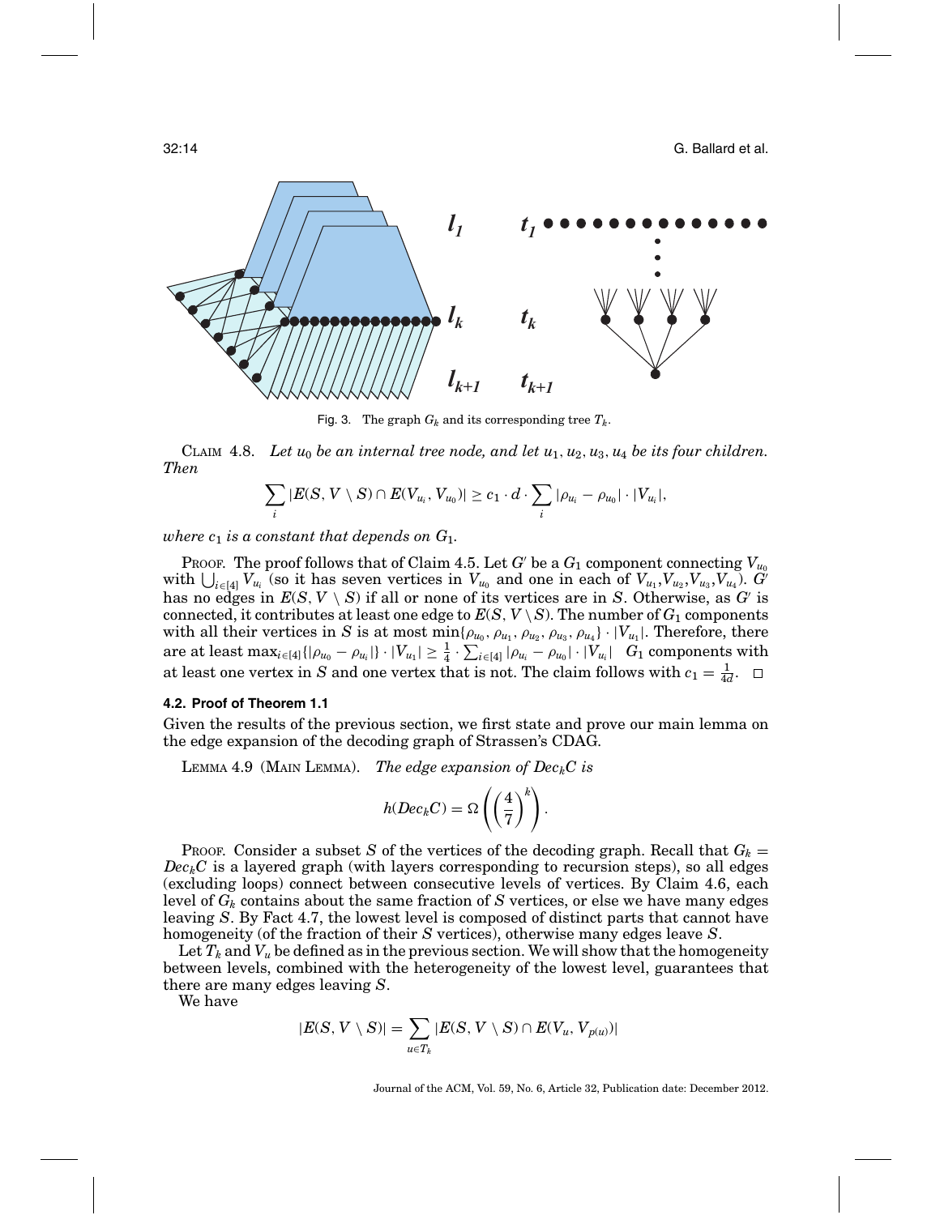Fig. 3. The graph $G_k$ and its corresponding tree $T_k$.

CLAIM 4.8. *Let $u_0$ be an internal tree node, and let $u_1, u_2, u_3, u_4$ be its four children. Then*

$$\sum_i |E(S, V \setminus S) \cap E(V_{u_i}, V_{u_0})| \geq c_1 \cdot d \cdot \sum_i |\rho_{u_i} - \rho_{u_0}| \cdot |V_{u_i}|,$$

*where $c_1$ is a constant that depends on $G_1$.*

PROOF. The proof follows that of Claim 4.5. Let $G'$ be a $G_1$ component connecting $V_{u_0}$ with $\bigcup_{i \in [4]} V_{u_i}$ (so it has seven vertices in $V_{u_0}$ and one in each of $V_{u_1}, V_{u_2}, V_{u_3}, V_{u_4}$). $G'$ has no edges in $E(S, V \setminus S)$ if all or none of its vertices are in $S$. Otherwise, as $G'$ is connected, it contributes at least one edge to $E(S, V \setminus S)$. The number of $G_1$ components with all their vertices in $S$ is at most $\min\{\rho_{u_0}, \rho_{u_1}, \rho_{u_2}, \rho_{u_3}, \rho_{u_4}\} \cdot |V_{u_1}|$. Therefore, there are at least $\max_{i \in [4]}\{|\rho_{u_0} - \rho_{u_i}|\} \cdot |V_{u_1}| \geq \frac{1}{4} \cdot \sum_{i \in [4]} |\rho_{u_i} - \rho_{u_0}| \cdot |V_{u_i}|$ $G_1$ components with at least one vertex in $S$ and one vertex that is not. The claim follows with $c_1 = \frac{1}{4d}$. □

### 4.2. Proof of Theorem 1.1

Given the results of the previous section, we first state and prove our main lemma on the edge expansion of the decoding graph of Strassen's CDAG.

LEMMA 4.9 (MAIN LEMMA). *The edge expansion of $Dec_k C$ is*

$$h(Dec_k C) = \Omega\left(\left(\frac{4}{7}\right)^k\right).$$

PROOF. Consider a subset $S$ of the vertices of the decoding graph. Recall that $G_k = Dec_k C$ is a layered graph (with layers corresponding to recursion steps), so all edges (excluding loops) connect between consecutive levels of vertices. By Claim 4.6, each level of $G_k$ contains about the same fraction of $S$ vertices, or else we have many edges leaving $S$. By Fact 4.7, the lowest level is composed of distinct parts that cannot have homogeneity (of the fraction of their $S$ vertices), otherwise many edges leave $S$.

Let $T_k$ and $V_u$ be defined as in the previous section. We will show that the homogeneity between levels, combined with the heterogeneity of the lowest level, guarantees that there are many edges leaving $S$.

We have

$$|E(S, V \setminus S)| = \sum_{u \in T_k} |E(S, V \setminus S) \cap E(V_u, V_{p(u)})|$$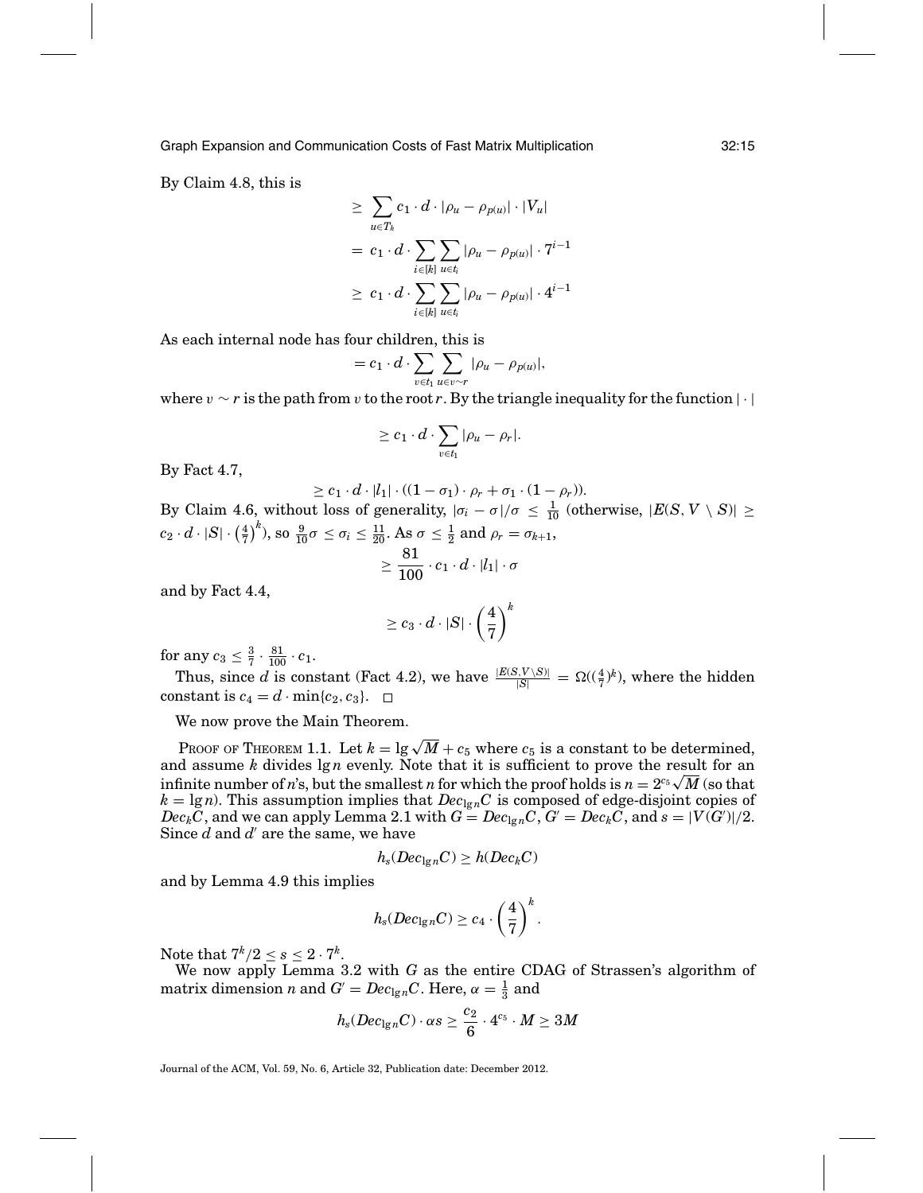By Claim 4.8, this is

$$
\begin{aligned}
&\geq \sum_{u \in T_k} c_1 \cdot d \cdot |\rho_u - \rho_{p(u)}| \cdot |V_u| \\
&= c_1 \cdot d \cdot \sum_{i \in [k]} \sum_{u \in t_i} |\rho_u - \rho_{p(u)}| \cdot 7^{i-1} \\
&\geq c_1 \cdot d \cdot \sum_{i \in [k]} \sum_{u \in t_i} |\rho_u - \rho_{p(u)}| \cdot 4^{i-1}
\end{aligned}
$$

As each internal node has four children, this is

$$
= c_1 \cdot d \cdot \sum_{v \in t_1} \sum_{u \in v \sim r} |\rho_u - \rho_{p(u)}|,
$$

where $v \sim r$ is the path from $v$ to the root $r$. By the triangle inequality for the function $|\cdot|$

$$
\geq c_1 \cdot d \cdot \sum_{v \in t_1} |\rho_u - \rho_r|.
$$

By Fact 4.7,

$$
\geq c_1 \cdot d \cdot |l_1| \cdot ((1 - \sigma_1) \cdot \rho_r + \sigma_1 \cdot (1 - \rho_r)).
$$

By Claim 4.6, without loss of generality, $|\sigma_i - \sigma|/\sigma \leq \frac{1}{10}$ (otherwise, $|E(S, V \setminus S)| \geq c_2 \cdot d \cdot |S| \cdot \left(\frac{4}{7}\right)^k$), so $\frac{9}{10}\sigma \leq \sigma_i \leq \frac{11}{20}$. As $\sigma \leq \frac{1}{2}$ and $\rho_r = \sigma_{k+1}$,

$$
\geq \frac{81}{100} \cdot c_1 \cdot d \cdot |l_1| \cdot \sigma
$$

and by Fact 4.4,

$$
\geq c_3 \cdot d \cdot |S| \cdot \left(\frac{4}{7}\right)^k
$$

for any $c_3 \leq \frac{3}{7} \cdot \frac{81}{100} \cdot c_1$.

Thus, since $d$ is constant (Fact 4.2), we have $\frac{|E(S, V \setminus S)|}{|S|} = \Omega((\frac{4}{7})^k)$, where the hidden constant is $c_4 = d \cdot \min\{c_2, c_3\}$. □

We now prove the Main Theorem.

Proof of Theorem 1.1. Let $k = \lg \sqrt{M} + c_5$ where $c_5$ is a constant to be determined, and assume $k$ divides $\lg n$ evenly. Note that it is sufficient to prove the result for an infinite number of $n$'s, but the smallest $n$ for which the proof holds is $n = 2^{c_5}\sqrt{M}$ (so that $k = \lg n$). This assumption implies that $Dec_{\lg n}C$ is composed of edge-disjoint copies of $Dec_k C$, and we can apply Lemma 2.1 with $G = Dec_{\lg n}C$, $G' = Dec_k C$, and $s = |V(G')|/2$. Since $d$ and $d'$ are the same, we have

$$
h_s(Dec_{\lg n}C) \geq h(Dec_k C)
$$

and by Lemma 4.9 this implies

$$
h_s(Dec_{\lg n}C) \geq c_4 \cdot \left(\frac{4}{7}\right)^k.
$$

Note that $7^k/2 \leq s \leq 2 \cdot 7^k$.

We now apply Lemma 3.2 with $G$ as the entire CDAG of Strassen's algorithm of matrix dimension $n$ and $G' = Dec_{\lg n}C$. Here, $\alpha = \frac{1}{3}$ and

$$
h_s(Dec_{\lg n}C) \cdot \alpha s \geq \frac{c_2}{6} \cdot 4^{c_5} \cdot M \geq 3M
$$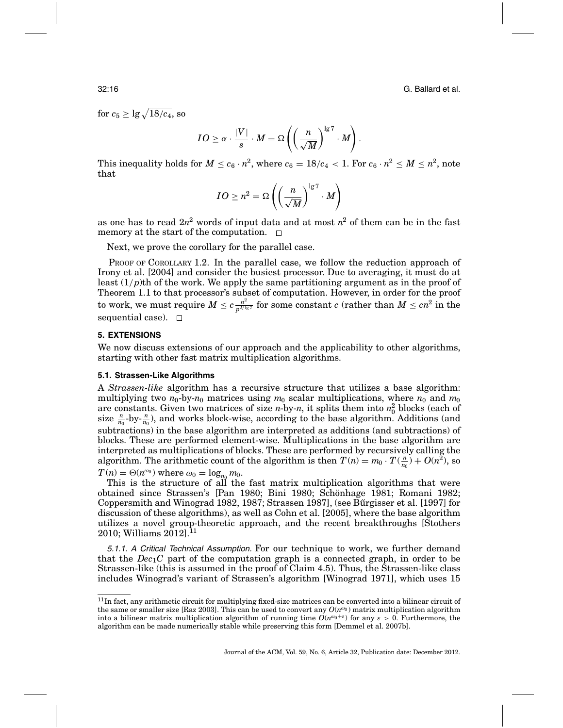for $c_5 \geq \lg \sqrt{18/c_4}$, so

$$IO \geq \alpha \cdot \frac{|V|}{s} \cdot M = \Omega\left(\left(\frac{n}{\sqrt{M}}\right)^{\lg 7} \cdot M\right).$$

This inequality holds for $M \leq c_6 \cdot n^2$, where $c_6 = 18/c_4 < 1$. For $c_6 \cdot n^2 \leq M \leq n^2$, note that

$$IO \geq n^2 = \Omega\left(\left(\frac{n}{\sqrt{M}}\right)^{\lg 7} \cdot M\right)$$

as one has to read $2n^2$ words of input data and at most $n^2$ of them can be in the fast memory at the start of the computation. □

Next, we prove the corollary for the parallel case.

PROOF OF COROLLARY 1.2. In the parallel case, we follow the reduction approach of Irony et al. [2004] and consider the busiest processor. Due to averaging, it must do at least $(1/p)$th of the work. We apply the same partitioning argument as in the proof of Theorem 1.1 to that processor's subset of computation. However, in order for the proof to work, we must require $M \leq c\frac{n^2}{p^{2/\lg 7}}$ for some constant $c$ (rather than $M \leq cn^2$ in the sequential case). □

## 5. EXTENSIONS

We now discuss extensions of our approach and the applicability to other algorithms, starting with other fast matrix multiplication algorithms.

### 5.1. Strassen-Like Algorithms

A *Strassen-like* algorithm has a recursive structure that utilizes a base algorithm: multiplying two $n_0$-by-$n_0$ matrices using $m_0$ scalar multiplications, where $n_0$ and $m_0$ are constants. Given two matrices of size $n$-by-$n$, it splits them into $n_0^2$ blocks (each of size $\frac{n}{n_0}$-by-$\frac{n}{n_0}$), and works block-wise, according to the base algorithm. Additions (and subtractions) in the base algorithm are interpreted as additions (and subtractions) of blocks. These are performed element-wise. Multiplications in the base algorithm are interpreted as multiplications of blocks. These are performed by recursively calling the algorithm. The arithmetic count of the algorithm is then $T(n) = m_0 \cdot T(\frac{n}{n_0}) + O(n^2)$, so $T(n) = \Theta(n^{\omega_0})$ where $\omega_0 = \log_{n_0} m_0$.

This is the structure of all the fast matrix multiplication algorithms that were obtained since Strassen's [Pan 1980; Bini 1980; Schönhage 1981; Romani 1982; Coppersmith and Winograd 1982, 1987; Strassen 1987], (see Bűrgisser et al. [1997] for discussion of these algorithms), as well as Cohn et al. [2005], where the base algorithm utilizes a novel group-theoretic approach, and the recent breakthroughs [Stothers 2010; Williams 2012].[11]

*5.1.1. A Critical Technical Assumption.* For our technique to work, we further demand that the $Dec_1C$ part of the computation graph is a connected graph, in order to be Strassen-like (this is assumed in the proof of Claim 4.5). Thus, the Strassen-like class includes Winograd's variant of Strassen's algorithm [Winograd 1971], which uses 15

[11] In fact, any arithmetic circuit for multiplying fixed-size matrices can be converted into a bilinear circuit of the same or smaller size [Raz 2003]. This can be used to convert any $O(n^{\omega_0})$ matrix multiplication algorithm into a bilinear matrix multiplication algorithm of running time $O(n^{\omega_0+\varepsilon})$ for any $\varepsilon > 0$. Furthermore, the algorithm can be made numerically stable while preserving this form [Demmel et al. 2007b].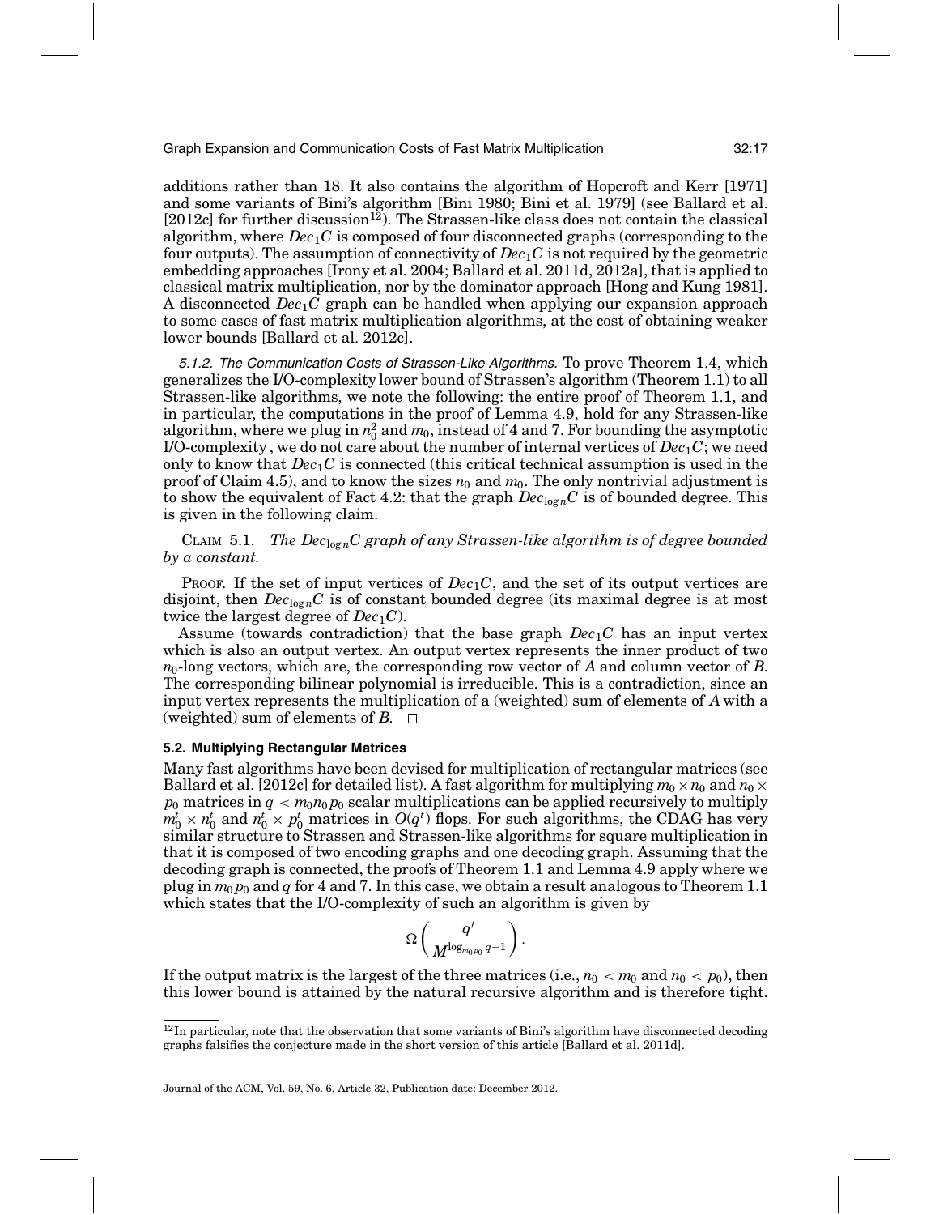additions rather than 18. It also contains the algorithm of Hopcroft and Kerr [1971] and some variants of Bini's algorithm [Bini 1980; Bini et al. 1979] (see Ballard et al. [2012c] for further discussion[12]). The Strassen-like class does not contain the classical algorithm, where $Dec_1C$ is composed of four disconnected graphs (corresponding to the four outputs). The assumption of connectivity of $Dec_1C$ is not required by the geometric embedding approaches [Irony et al. 2004; Ballard et al. 2011d, 2012a], that is applied to classical matrix multiplication, nor by the dominator approach [Hong and Kung 1981]. A disconnected $Dec_1C$ graph can be handled when applying our expansion approach to some cases of fast matrix multiplication algorithms, at the cost of obtaining weaker lower bounds [Ballard et al. 2012c].

*5.1.2. The Communication Costs of Strassen-Like Algorithms.* To prove Theorem 1.4, which generalizes the I/O-complexity lower bound of Strassen's algorithm (Theorem 1.1) to all Strassen-like algorithms, we note the following: the entire proof of Theorem 1.1, and in particular, the computations in the proof of Lemma 4.9, hold for any Strassen-like algorithm, where we plug in $n_0^2$ and $m_0$, instead of 4 and 7. For bounding the asymptotic I/O-complexity , we do not care about the number of internal vertices of $Dec_1C$; we need only to know that $Dec_1C$ is connected (this critical technical assumption is used in the proof of Claim 4.5), and to know the sizes $n_0$ and $m_0$. The only nontrivial adjustment is to show the equivalent of Fact 4.2: that the graph $Dec_{\log n}C$ is of bounded degree. This is given in the following claim.

CLAIM 5.1. *The $Dec_{\log n}C$ graph of any Strassen-like algorithm is of degree bounded by a constant.*

PROOF. If the set of input vertices of $Dec_1C$, and the set of its output vertices are disjoint, then $Dec_{\log n}C$ is of constant bounded degree (its maximal degree is at most twice the largest degree of $Dec_1C$).

Assume (towards contradiction) that the base graph $Dec_1C$ has an input vertex which is also an output vertex. An output vertex represents the inner product of two $n_0$-long vectors, which are, the corresponding row vector of $A$ and column vector of $B$. The corresponding bilinear polynomial is irreducible. This is a contradiction, since an input vertex represents the multiplication of a (weighted) sum of elements of $A$ with a (weighted) sum of elements of $B$. □

### 5.2. Multiplying Rectangular Matrices

Many fast algorithms have been devised for multiplication of rectangular matrices (see Ballard et al. [2012c] for detailed list). A fast algorithm for multiplying $m_0 \times n_0$ and $n_0 \times p_0$ matrices in $q < m_0 n_0 p_0$ scalar multiplications can be applied recursively to multiply $m_0^t \times n_0^t$ and $n_0^t \times p_0^t$ matrices in $O(q^t)$ flops. For such algorithms, the CDAG has very similar structure to Strassen and Strassen-like algorithms for square multiplication in that it is composed of two encoding graphs and one decoding graph. Assuming that the decoding graph is connected, the proofs of Theorem 1.1 and Lemma 4.9 apply where we plug in $m_0 p_0$ and $q$ for 4 and 7. In this case, we obtain a result analogous to Theorem 1.1 which states that the I/O-complexity of such an algorithm is given by

$$\Omega\left(\frac{q^t}{M^{\log_{m_0 p_0} q - 1}}\right).$$

If the output matrix is the largest of the three matrices (i.e., $n_0 < m_0$ and $n_0 < p_0$), then this lower bound is attained by the natural recursive algorithm and is therefore tight.

[12] In particular, note that the observation that some variants of Bini's algorithm have disconnected decoding graphs falsifies the conjecture made in the short version of this article [Ballard et al. 2011d].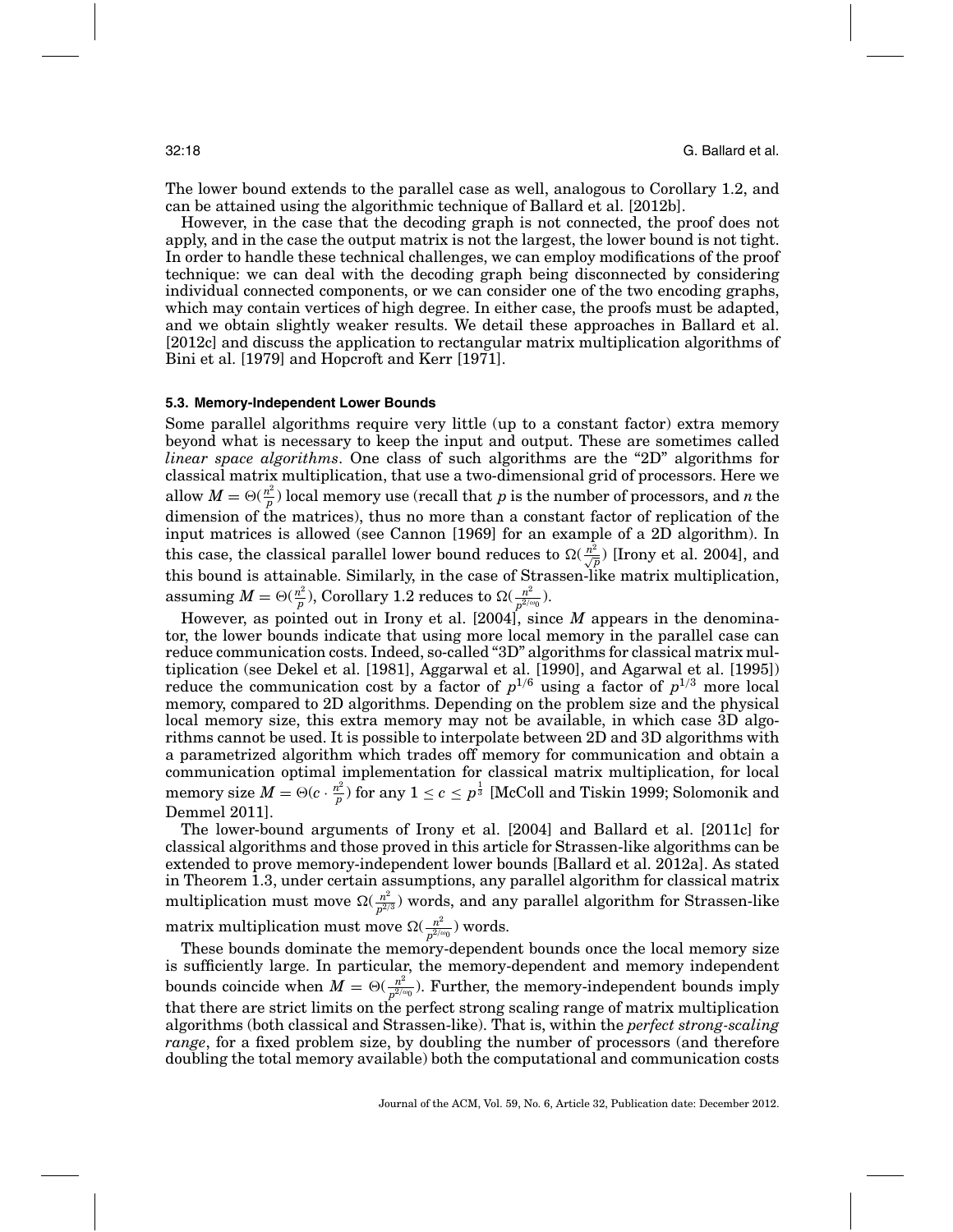The lower bound extends to the parallel case as well, analogous to Corollary 1.2, and can be attained using the algorithmic technique of Ballard et al. [2012b].

However, in the case that the decoding graph is not connected, the proof does not apply, and in the case the output matrix is not the largest, the lower bound is not tight. In order to handle these technical challenges, we can employ modifications of the proof technique: we can deal with the decoding graph being disconnected by considering individual connected components, or we can consider one of the two encoding graphs, which may contain vertices of high degree. In either case, the proofs must be adapted, and we obtain slightly weaker results. We detail these approaches in Ballard et al. [2012c] and discuss the application to rectangular matrix multiplication algorithms of Bini et al. [1979] and Hopcroft and Kerr [1971].

### 5.3. Memory-Independent Lower Bounds

Some parallel algorithms require very little (up to a constant factor) extra memory beyond what is necessary to keep the input and output. These are sometimes called *linear space algorithms*. One class of such algorithms are the "2D" algorithms for classical matrix multiplication, that use a two-dimensional grid of processors. Here we allow $M = \Theta(\frac{n^2}{p})$ local memory use (recall that $p$ is the number of processors, and $n$ the dimension of the matrices), thus no more than a constant factor of replication of the input matrices is allowed (see Cannon [1969] for an example of a 2D algorithm). In this case, the classical parallel lower bound reduces to $\Omega(\frac{n^2}{\sqrt{p}})$ [Irony et al. 2004], and this bound is attainable. Similarly, in the case of Strassen-like matrix multiplication, assuming $M = \Theta(\frac{n^2}{p})$, Corollary 1.2 reduces to $\Omega(\frac{n^2}{p^{2/\omega_0}})$.

However, as pointed out in Irony et al. [2004], since $M$ appears in the denominator, the lower bounds indicate that using more local memory in the parallel case can reduce communication costs. Indeed, so-called "3D" algorithms for classical matrix multiplication (see Dekel et al. [1981], Aggarwal et al. [1990], and Agarwal et al. [1995]) reduce the communication cost by a factor of $p^{1/6}$ using a factor of $p^{1/3}$ more local memory, compared to 2D algorithms. Depending on the problem size and the physical local memory size, this extra memory may not be available, in which case 3D algorithms cannot be used. It is possible to interpolate between 2D and 3D algorithms with a parametrized algorithm which trades off memory for communication and obtain a communication optimal implementation for classical matrix multiplication, for local memory size $M = \Theta(c \cdot \frac{n^2}{p})$ for any $1 \leq c \leq p^{\frac{1}{3}}$ [McColl and Tiskin 1999; Solomonik and Demmel 2011].

The lower-bound arguments of Irony et al. [2004] and Ballard et al. [2011c] for classical algorithms and those proved in this article for Strassen-like algorithms can be extended to prove memory-independent lower bounds [Ballard et al. 2012a]. As stated in Theorem 1.3, under certain assumptions, any parallel algorithm for classical matrix multiplication must move $\Omega(\frac{n^2}{p^{2/3}})$ words, and any parallel algorithm for Strassen-like matrix multiplication must move $\Omega(\frac{n^2}{p^{2/\omega_0}})$ words.

These bounds dominate the memory-dependent bounds once the local memory size is sufficiently large. In particular, the memory-dependent and memory independent bounds coincide when $M = \Theta(\frac{n^2}{p^{2/\omega_0}})$. Further, the memory-independent bounds imply that there are strict limits on the perfect strong scaling range of matrix multiplication algorithms (both classical and Strassen-like). That is, within the *perfect strong-scaling range*, for a fixed problem size, by doubling the number of processors (and therefore doubling the total memory available) both the computational and communication costs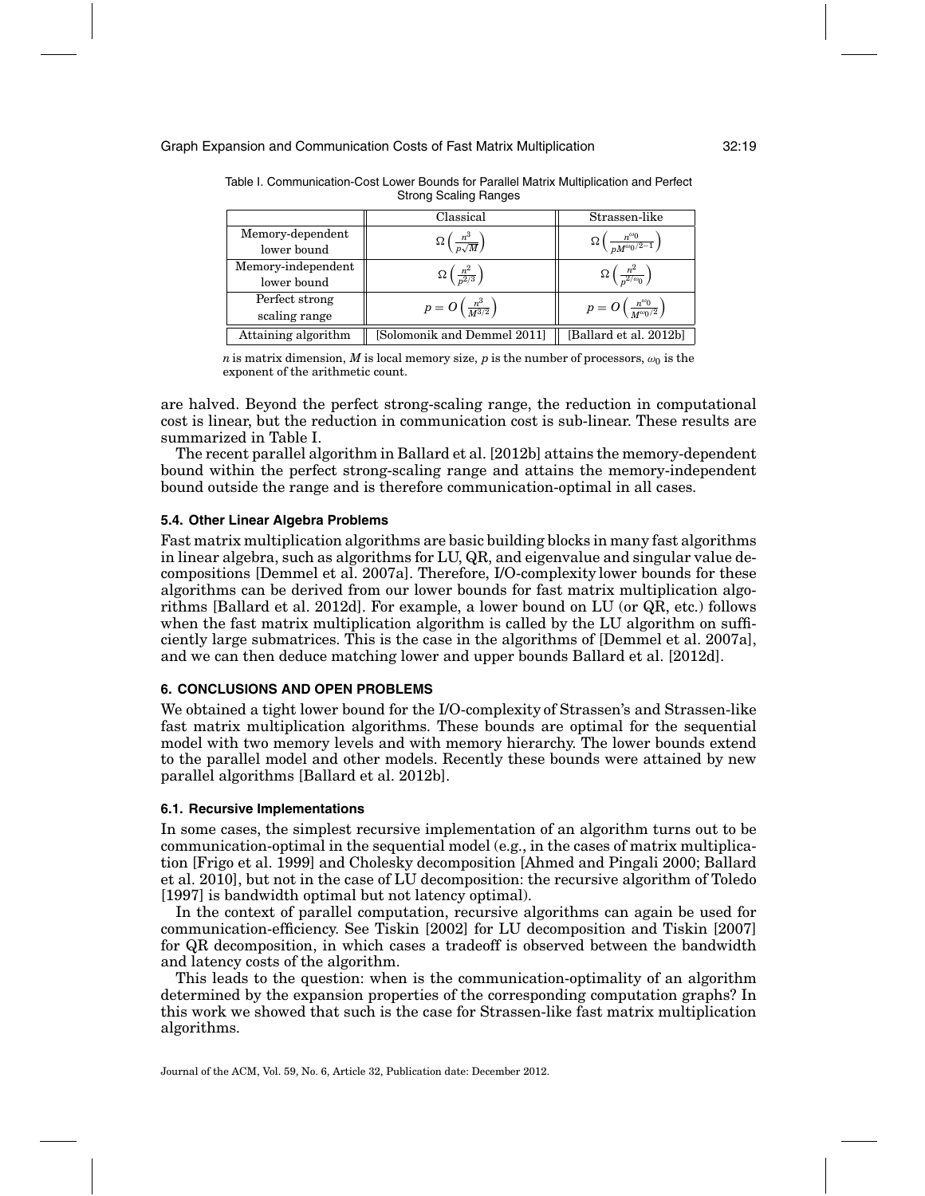Table I. Communication-Cost Lower Bounds for Parallel Matrix Multiplication and Perfect Strong Scaling Ranges

| | Classical | Strassen-like |
|---|---|---|
| Memory-dependent lower bound | $\Omega\left(\frac{n^3}{p\sqrt{M}}\right)$ | $\Omega\left(\frac{n^{\omega_0}}{pM^{\omega_0/2-1}}\right)$ |
| Memory-independent lower bound | $\Omega\left(\frac{n^2}{p^{2/3}}\right)$ | $\Omega\left(\frac{n^2}{p^{2/\omega_0}}\right)$ |
| Perfect strong scaling range | $p = O\left(\frac{n^3}{M^{3/2}}\right)$ | $p = O\left(\frac{n^{\omega_0}}{M^{\omega_0/2}}\right)$ |
| Attaining algorithm | [Solomonik and Demmel 2011] | [Ballard et al. 2012b] |

$n$ is matrix dimension, $M$ is local memory size, $p$ is the number of processors, $\omega_0$ is the exponent of the arithmetic count.

are halved. Beyond the perfect strong-scaling range, the reduction in computational cost is linear, but the reduction in communication cost is sub-linear. These results are summarized in Table I.

The recent parallel algorithm in Ballard et al. [2012b] attains the memory-dependent bound within the perfect strong-scaling range and attains the memory-independent bound outside the range and is therefore communication-optimal in all cases.

### 5.4. Other Linear Algebra Problems

Fast matrix multiplication algorithms are basic building blocks in many fast algorithms in linear algebra, such as algorithms for LU, QR, and eigenvalue and singular value decompositions [Demmel et al. 2007a]. Therefore, I/O-complexity lower bounds for these algorithms can be derived from our lower bounds for fast matrix multiplication algorithms [Ballard et al. 2012d]. For example, a lower bound on LU (or QR, etc.) follows when the fast matrix multiplication algorithm is called by the LU algorithm on sufficiently large submatrices. This is the case in the algorithms of [Demmel et al. 2007a], and we can then deduce matching lower and upper bounds Ballard et al. [2012d].

## 6. CONCLUSIONS AND OPEN PROBLEMS

We obtained a tight lower bound for the I/O-complexity of Strassen's and Strassen-like fast matrix multiplication algorithms. These bounds are optimal for the sequential model with two memory levels and with memory hierarchy. The lower bounds extend to the parallel model and other models. Recently these bounds were attained by new parallel algorithms [Ballard et al. 2012b].

### 6.1. Recursive Implementations

In some cases, the simplest recursive implementation of an algorithm turns out to be communication-optimal in the sequential model (e.g., in the cases of matrix multiplication [Frigo et al. 1999] and Cholesky decomposition [Ahmed and Pingali 2000; Ballard et al. 2010], but not in the case of LU decomposition: the recursive algorithm of Toledo [1997] is bandwidth optimal but not latency optimal).

In the context of parallel computation, recursive algorithms can again be used for communication-efficiency. See Tiskin [2002] for LU decomposition and Tiskin [2007] for QR decomposition, in which cases a tradeoff is observed between the bandwidth and latency costs of the algorithm.

This leads to the question: when is the communication-optimality of an algorithm determined by the expansion properties of the corresponding computation graphs? In this work we showed that such is the case for Strassen-like fast matrix multiplication algorithms.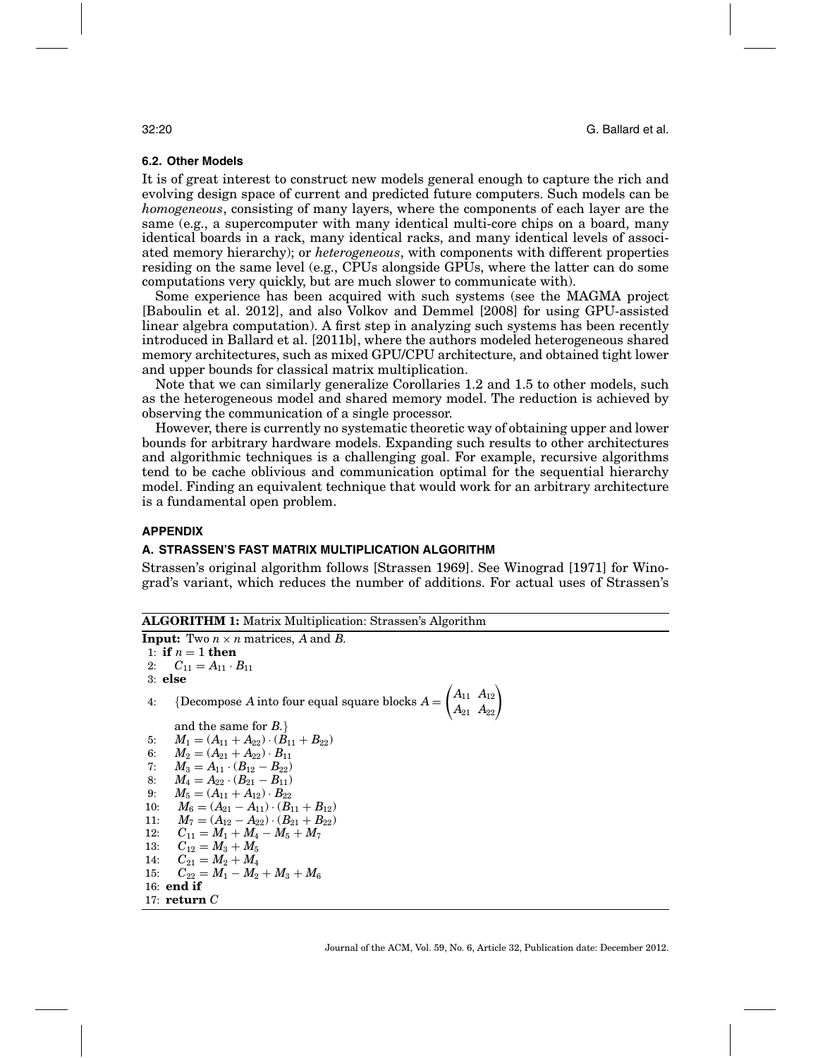### 6.2. Other Models

It is of great interest to construct new models general enough to capture the rich and evolving design space of current and predicted future computers. Such models can be *homogeneous*, consisting of many layers, where the components of each layer are the same (e.g., a supercomputer with many identical multi-core chips on a board, many identical boards in a rack, many identical racks, and many identical levels of associated memory hierarchy); or *heterogeneous*, with components with different properties residing on the same level (e.g., CPUs alongside GPUs, where the latter can do some computations very quickly, but are much slower to communicate with).

Some experience has been acquired with such systems (see the MAGMA project [Baboulin et al. 2012], and also Volkov and Demmel [2008] for using GPU-assisted linear algebra computation). A first step in analyzing such systems has been recently introduced in Ballard et al. [2011b], where the authors modeled heterogeneous shared memory architectures, such as mixed GPU/CPU architecture, and obtained tight lower and upper bounds for classical matrix multiplication.

Note that we can similarly generalize Corollaries 1.2 and 1.5 to other models, such as the heterogeneous model and shared memory model. The reduction is achieved by observing the communication of a single processor.

However, there is currently no systematic theoretic way of obtaining upper and lower bounds for arbitrary hardware models. Expanding such results to other architectures and algorithmic techniques is a challenging goal. For example, recursive algorithms tend to be cache oblivious and communication optimal for the sequential hierarchy model. Finding an equivalent technique that would work for an arbitrary architecture is a fundamental open problem.

## APPENDIX

### A. STRASSEN'S FAST MATRIX MULTIPLICATION ALGORITHM

Strassen's original algorithm follows [Strassen 1969]. See Winograd [1971] for Winograd's variant, which reduces the number of additions. For actual uses of Strassen's

**ALGORITHM 1:** Matrix Multiplication: Strassen's Algorithm

**Input:** Two $n \times n$ matrices, $A$ and $B$.

1: **if** $n = 1$ **then**
2: $\quad C_{11} = A_{11} \cdot B_{11}$
3: **else**
4: $\quad$ {Decompose $A$ into four equal square blocks $A = \begin{pmatrix} A_{11} & A_{12} \\ A_{21} & A_{22} \end{pmatrix}$ and the same for $B$.}
5: $\quad M_1 = (A_{11} + A_{22}) \cdot (B_{11} + B_{22})$
6: $\quad M_2 = (A_{21} + A_{22}) \cdot B_{11}$
7: $\quad M_3 = A_{11} \cdot (B_{12} - B_{22})$
8: $\quad M_4 = A_{22} \cdot (B_{21} - B_{11})$
9: $\quad M_5 = (A_{11} + A_{12}) \cdot B_{22}$
10: $\quad M_6 = (A_{21} - A_{11}) \cdot (B_{11} + B_{12})$
11: $\quad M_7 = (A_{12} - A_{22}) \cdot (B_{21} + B_{22})$
12: $\quad C_{11} = M_1 + M_4 - M_5 + M_7$
13: $\quad C_{12} = M_3 + M_5$
14: $\quad C_{21} = M_2 + M_4$
15: $\quad C_{22} = M_1 - M_2 + M_3 + M_6$
16: **end if**
17: **return** $C$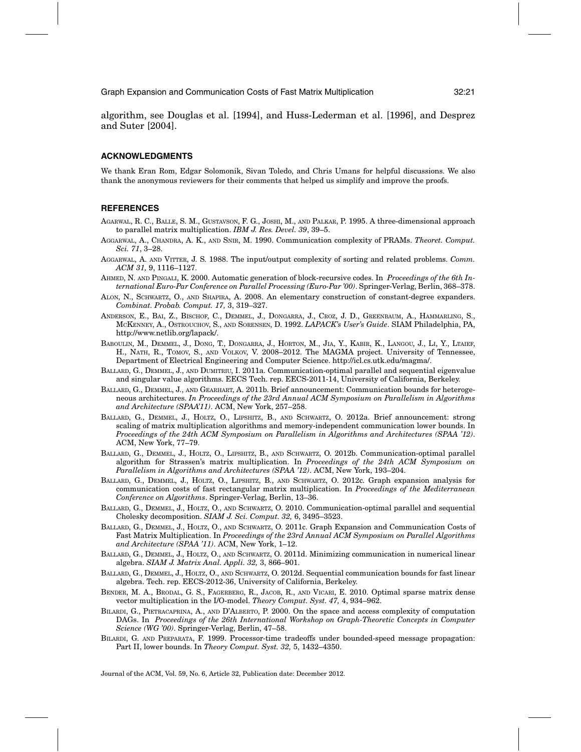algorithm, see Douglas et al. [1994], and Huss-Lederman et al. [1996], and Desprez and Suter [2004].

## ACKNOWLEDGMENTS

We thank Eran Rom, Edgar Solomonik, Sivan Toledo, and Chris Umans for helpful discussions. We also thank the anonymous reviewers for their comments that helped us simplify and improve the proofs.

## REFERENCES

AGARWAL, R. C., BALLE, S. M., GUSTAVSON, F. G., JOSHI, M., AND PALKAR, P. 1995. A three-dimensional approach to parallel matrix multiplication. *IBM J. Res. Devel. 39*, 39–5.

AGGARWAL, A., CHANDRA, A. K., AND SNIR, M. 1990. Communication complexity of PRAMs. *Theoret. Comput. Sci. 71*, 3–28.

AGGARWAL, A. AND VITTER, J. S. 1988. The input/output complexity of sorting and related problems. *Comm. ACM 31,* 9, 1116–1127.

AHMED, N. AND PINGALI, K. 2000. Automatic generation of block-recursive codes. In *Proceedings of the 6th International Euro-Par Conference on Parallel Processing (Euro-Par '00)*. Springer-Verlag, Berlin, 368–378.

ALON, N., SCHWARTZ, O., AND SHAPIRA, A. 2008. An elementary construction of constant-degree expanders. *Combinat. Probab. Comput. 17,* 3, 319–327.

ANDERSON, E., BAI, Z., BISCHOF, C., DEMMEL, J., DONGARRA, J., CROZ, J. D., GREENBAUM, A., HAMMARLING, S., MCKENNEY, A., OSTROUCHOV, S., AND SORENSEN, D. 1992. *LAPACK's User's Guide*. SIAM Philadelphia, PA, http://www.netlib.org/lapack/.

BABOULIN, M., DEMMEL, J., DONG, T., DONGARRA, J., HORTON, M., JIA, Y., KABIR, K., LANGOU, J., LI, Y., LTAIEF, H., NATH, R., TOMOV, S., AND VOLKOV, V. 2008–2012. The MAGMA project. University of Tennessee, Department of Electrical Engineering and Computer Science. http://icl.cs.utk.edu/magma/.

BALLARD, G., DEMMEL, J., AND DUMITRIU, I. 2011a. Communication-optimal parallel and sequential eigenvalue and singular value algorithms. EECS Tech. rep. EECS-2011-14, University of California, Berkeley.

BALLARD, G., DEMMEL, J., AND GEARHART, A. 2011b. Brief announcement: Communication bounds for heterogeneous architectures. *In Proceedings of the 23rd Annual ACM Symposium on Parallelism in Algorithms and Architecture (SPAA'11)*. ACM, New York, 257–258.

BALLARD, G., DEMMEL, J., HOLTZ, O., LIPSHITZ, B., AND SCHWARTZ, O. 2012a. Brief announcement: strong scaling of matrix multiplication algorithms and memory-independent communication lower bounds. In *Proceedings of the 24th ACM Symposium on Parallelism in Algorithms and Architectures (SPAA '12)*. ACM, New York, 77–79.

BALLARD, G., DEMMEL, J., HOLTZ, O., LIPSHITZ, B., AND SCHWARTZ, O. 2012b. Communication-optimal parallel algorithm for Strassen's matrix multiplication. In *Proceedings of the 24th ACM Symposium on Parallelism in Algorithms and Architectures (SPAA '12)*. ACM, New York, 193–204.

BALLARD, G., DEMMEL, J., HOLTZ, O., LIPSHITZ, B., AND SCHWARTZ, O. 2012c. Graph expansion analysis for communication costs of fast rectangular matrix multiplication. In *Proceedings of the Mediterranean Conference on Algorithms*. Springer-Verlag, Berlin, 13–36.

BALLARD, G., DEMMEL, J., HOLTZ, O., AND SCHWARTZ, O. 2010. Communication-optimal parallel and sequential Cholesky decomposition. *SIAM J. Sci. Comput. 32,* 6, 3495–3523.

BALLARD, G., DEMMEL, J., HOLTZ, O., AND SCHWARTZ, O. 2011c. Graph Expansion and Communication Costs of Fast Matrix Multiplication. In *Proceedings of the 23rd Annual ACM Symposium on Parallel Algorithms and Architecture (SPAA '11)*. ACM, New York, 1–12.

BALLARD, G., DEMMEL, J., HOLTZ, O., AND SCHWARTZ, O. 2011d. Minimizing communication in numerical linear algebra. *SIAM J. Matrix Anal. Appli. 32,* 3, 866–901.

BALLARD, G., DEMMEL, J., HOLTZ, O., AND SCHWARTZ, O. 2012d. Sequential communication bounds for fast linear algebra. Tech. rep. EECS-2012-36, University of California, Berkeley.

BENDER, M. A., BRODAL, G. S., FAGERBERG, R., JACOB, R., AND VICARI, E. 2010. Optimal sparse matrix dense vector multiplication in the I/O-model. *Theory Comput. Syst. 47,* 4, 934–962.

BILARDI, G., PIETRACAPRINA, A., AND D'ALBERTO, P. 2000. On the space and access complexity of computation DAGs. In *Proceedings of the 26th International Workshop on Graph-Theoretic Concepts in Computer Science (WG '00)*. Springer-Verlag, Berlin, 47–58.

BILARDI, G. AND PREPARATA, F. 1999. Processor-time tradeoffs under bounded-speed message propagation: Part II, lower bounds. In *Theory Comput. Syst. 32,* 5, 1432–4350.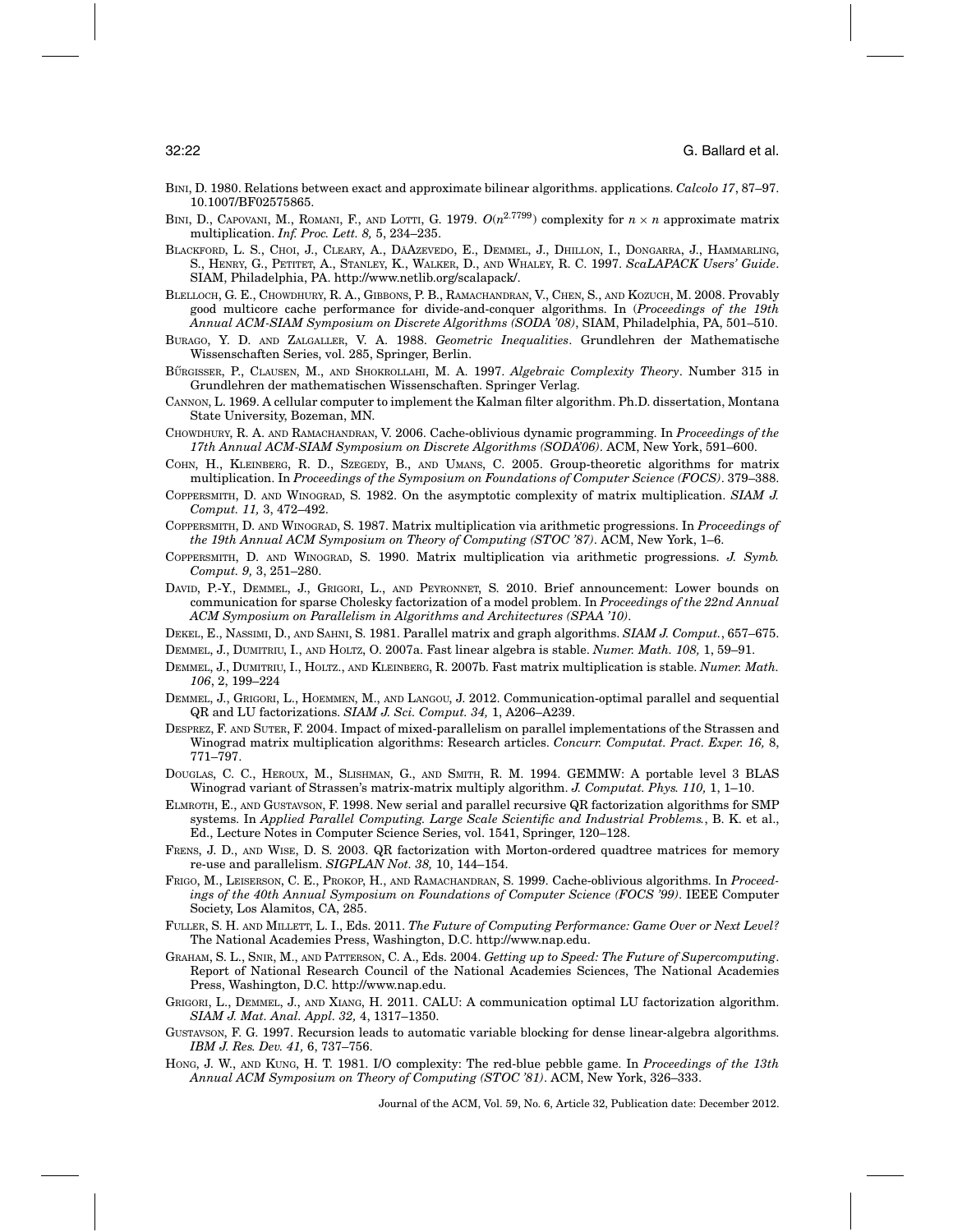BINI, D. 1980. Relations between exact and approximate bilinear algorithms. applications. *Calcolo 17*, 87–97. 10.1007/BF02575865.

BINI, D., CAPOVANI, M., ROMANI, F., AND LOTTI, G. 1979. $O(n^{2.7799})$ complexity for $n \times n$ approximate matrix multiplication. *Inf. Proc. Lett. 8,* 5, 234–235.

BLACKFORD, L. S., CHOI, J., CLEARY, A., DAAZEVEDO, E., DEMMEL, J., DHILLON, I., DONGARRA, J., HAMMARLING, S., HENRY, G., PETITET, A., STANLEY, K., WALKER, D., AND WHALEY, R. C. 1997. *ScaLAPACK Users' Guide*. SIAM, Philadelphia, PA. http://www.netlib.org/scalapack/.

BLELLOCH, G. E., CHOWDHURY, R. A., GIBBONS, P. B., RAMACHANDRAN, V., CHEN, S., AND KOZUCH, M. 2008. Provably good multicore cache performance for divide-and-conquer algorithms. In (*Proceedings of the 19th Annual ACM-SIAM Symposium on Discrete Algorithms (SODA '08)*, SIAM, Philadelphia, PA, 501–510.

BURAGO, Y. D. AND ZALGALLER, V. A. 1988. *Geometric Inequalities*. Grundlehren der Mathematische Wissenschaften Series, vol. 285, Springer, Berlin.

BŰRGISSER, P., CLAUSEN, M., AND SHOKROLLAHI, M. A. 1997. *Algebraic Complexity Theory*. Number 315 in Grundlehren der mathematischen Wissenschaften. Springer Verlag.

CANNON, L. 1969. A cellular computer to implement the Kalman filter algorithm. Ph.D. dissertation, Montana State University, Bozeman, MN.

CHOWDHURY, R. A. AND RAMACHANDRAN, V. 2006. Cache-oblivious dynamic programming. In *Proceedings of the 17th Annual ACM-SIAM Symposium on Discrete Algorithms (SODA'06)*. ACM, New York, 591–600.

COHN, H., KLEINBERG, R. D., SZEGEDY, B., AND UMANS, C. 2005. Group-theoretic algorithms for matrix multiplication. In *Proceedings of the Symposium on Foundations of Computer Science (FOCS)*. 379–388.

COPPERSMITH, D. AND WINOGRAD, S. 1982. On the asymptotic complexity of matrix multiplication. *SIAM J. Comput. 11,* 3, 472–492.

COPPERSMITH, D. AND WINOGRAD, S. 1987. Matrix multiplication via arithmetic progressions. In *Proceedings of the 19th Annual ACM Symposium on Theory of Computing (STOC '87)*. ACM, New York, 1–6.

COPPERSMITH, D. AND WINOGRAD, S. 1990. Matrix multiplication via arithmetic progressions. *J. Symb. Comput. 9,* 3, 251–280.

DAVID, P.-Y., DEMMEL, J., GRIGORI, L., AND PEYRONNET, S. 2010. Brief announcement: Lower bounds on communication for sparse Cholesky factorization of a model problem. In *Proceedings of the 22nd Annual ACM Symposium on Parallelism in Algorithms and Architectures (SPAA '10)*.

DEKEL, E., NASSIMI, D., AND SAHNI, S. 1981. Parallel matrix and graph algorithms. *SIAM J. Comput.*, 657–675.

DEMMEL, J., DUMITRIU, I., AND HOLTZ, O. 2007a. Fast linear algebra is stable. *Numer. Math. 108,* 1, 59–91.

DEMMEL, J., DUMITRIU, I., HOLTZ., AND KLEINBERG, R. 2007b. Fast matrix multiplication is stable. *Numer. Math. 106*, 2, 199–224

DEMMEL, J., GRIGORI, L., HOEMMEN, M., AND LANGOU, J. 2012. Communication-optimal parallel and sequential QR and LU factorizations. *SIAM J. Sci. Comput. 34,* 1, A206–A239.

DESPREZ, F. AND SUTER, F. 2004. Impact of mixed-parallelism on parallel implementations of the Strassen and Winograd matrix multiplication algorithms: Research articles. *Concurr. Computat. Pract. Exper. 16,* 8, 771–797.

DOUGLAS, C. C., HEROUX, M., SLISHMAN, G., AND SMITH, R. M. 1994. GEMMW: A portable level 3 BLAS Winograd variant of Strassen's matrix-matrix multiply algorithm. *J. Computat. Phys. 110,* 1, 1–10.

ELMROTH, E., AND GUSTAVSON, F. 1998. New serial and parallel recursive QR factorization algorithms for SMP systems. In *Applied Parallel Computing. Large Scale Scientific and Industrial Problems.*, B. K. et al., Ed., Lecture Notes in Computer Science Series, vol. 1541, Springer, 120–128.

FRENS, J. D., AND WISE, D. S. 2003. QR factorization with Morton-ordered quadtree matrices for memory re-use and parallelism. *SIGPLAN Not. 38,* 10, 144–154.

FRIGO, M., LEISERSON, C. E., PROKOP, H., AND RAMACHANDRAN, S. 1999. Cache-oblivious algorithms. In *Proceedings of the 40th Annual Symposium on Foundations of Computer Science (FOCS '99)*. IEEE Computer Society, Los Alamitos, CA, 285.

FULLER, S. H. AND MILLETT, L. I., Eds. 2011. *The Future of Computing Performance: Game Over or Next Level?* The National Academies Press, Washington, D.C. http://www.nap.edu.

GRAHAM, S. L., SNIR, M., AND PATTERSON, C. A., Eds. 2004. *Getting up to Speed: The Future of Supercomputing*. Report of National Research Council of the National Academies Sciences, The National Academies Press, Washington, D.C. http://www.nap.edu.

GRIGORI, L., DEMMEL, J., AND XIANG, H. 2011. CALU: A communication optimal LU factorization algorithm. *SIAM J. Mat. Anal. Appl. 32,* 4, 1317–1350.

GUSTAVSON, F. G. 1997. Recursion leads to automatic variable blocking for dense linear-algebra algorithms. *IBM J. Res. Dev. 41,* 6, 737–756.

HONG, J. W., AND KUNG, H. T. 1981. I/O complexity: The red-blue pebble game. In *Proceedings of the 13th Annual ACM Symposium on Theory of Computing (STOC '81)*. ACM, New York, 326–333.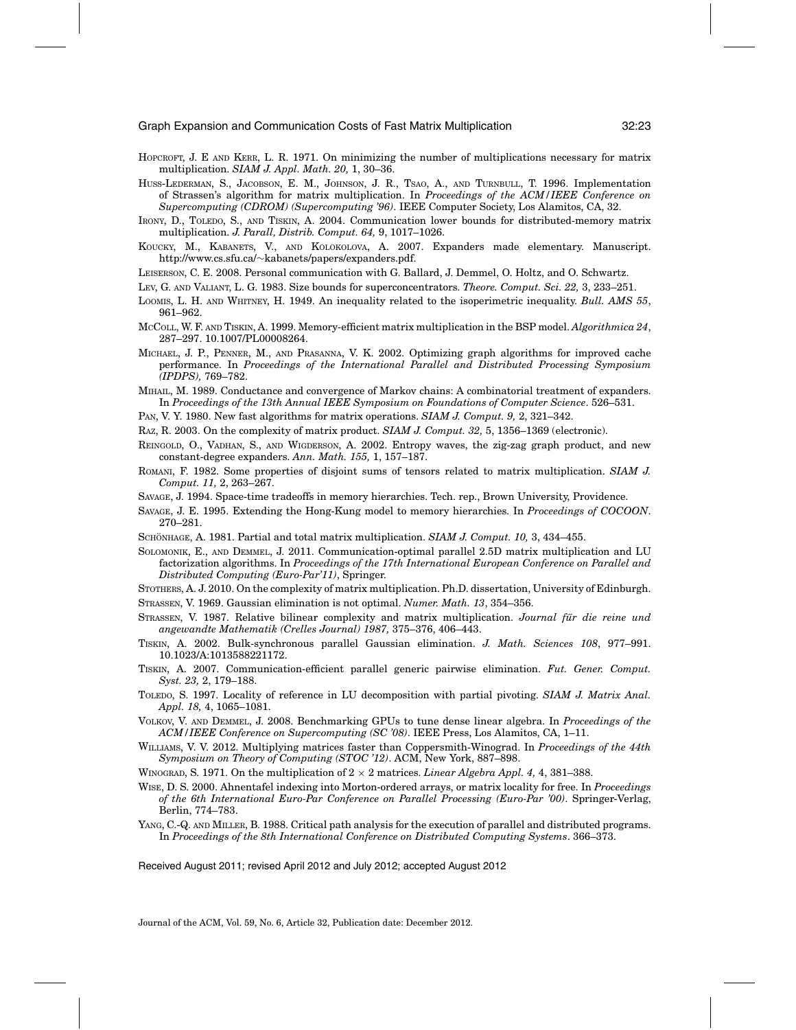HOPCROFT, J. E AND KERR, L. R. 1971. On minimizing the number of multiplications necessary for matrix multiplication. *SIAM J. Appl. Math. 20,* 1, 30–36.

HUSS-LEDERMAN, S., JACOBSON, E. M., JOHNSON, J. R., TSAO, A., AND TURNBULL, T. 1996. Implementation of Strassen's algorithm for matrix multiplication. In *Proceedings of the ACM/IEEE Conference on Supercomputing (CDROM) (Supercomputing '96)*. IEEE Computer Society, Los Alamitos, CA, 32.

IRONY, D., TOLEDO, S., AND TISKIN, A. 2004. Communication lower bounds for distributed-memory matrix multiplication. *J. Parall, Distrib. Comput. 64,* 9, 1017–1026.

KOUCKY, M., KABANETS, V., AND KOLOKOLOVA, A. 2007. Expanders made elementary. Manuscript. http://www.cs.sfu.ca/~kabanets/papers/expanders.pdf.

LEISERSON, C. E. 2008. Personal communication with G. Ballard, J. Demmel, O. Holtz, and O. Schwartz.

LEV, G. AND VALIANT, L. G. 1983. Size bounds for superconcentrators. *Theore. Comput. Sci. 22,* 3, 233–251.

LOOMIS, L. H. AND WHITNEY, H. 1949. An inequality related to the isoperimetric inequality. *Bull. AMS 55*, 961–962.

MCCOLL, W. F. AND TISKIN, A. 1999. Memory-efficient matrix multiplication in the BSP model. *Algorithmica 24*, 287–297. 10.1007/PL00008264.

MICHAEL, J. P., PENNER, M., AND PRASANNA, V. K. 2002. Optimizing graph algorithms for improved cache performance. In *Proceedings of the International Parallel and Distributed Processing Symposium (IPDPS),* 769–782.

MIHAIL, M. 1989. Conductance and convergence of Markov chains: A combinatorial treatment of expanders. In *Proceedings of the 13th Annual IEEE Symposium on Foundations of Computer Science*. 526–531.

PAN, V. Y. 1980. New fast algorithms for matrix operations. *SIAM J. Comput. 9,* 2, 321–342.

RAZ, R. 2003. On the complexity of matrix product. *SIAM J. Comput. 32,* 5, 1356–1369 (electronic).

REINGOLD, O., VADHAN, S., AND WIGDERSON, A. 2002. Entropy waves, the zig-zag graph product, and new constant-degree expanders. *Ann. Math. 155,* 1, 157–187.

ROMANI, F. 1982. Some properties of disjoint sums of tensors related to matrix multiplication. *SIAM J. Comput. 11,* 2, 263–267.

SAVAGE, J. 1994. Space-time tradeoffs in memory hierarchies. Tech. rep., Brown University, Providence.

SAVAGE, J. E. 1995. Extending the Hong-Kung model to memory hierarchies. In *Proceedings of COCOON*. 270–281.

SCHÖNHAGE, A. 1981. Partial and total matrix multiplication. *SIAM J. Comput. 10,* 3, 434–455.

SOLOMONIK, E., AND DEMMEL, J. 2011. Communication-optimal parallel 2.5D matrix multiplication and LU factorization algorithms. In *Proceedings of the 17th International European Conference on Parallel and Distributed Computing (Euro-Par'11)*, Springer.

STOTHERS, A. J. 2010. On the complexity of matrix multiplication. Ph.D. dissertation, University of Edinburgh.

STRASSEN, V. 1969. Gaussian elimination is not optimal. *Numer. Math. 13*, 354–356.

STRASSEN, V. 1987. Relative bilinear complexity and matrix multiplication. *Journal fűr die reine und angewandte Mathematik (Crelles Journal) 1987,* 375–376, 406–443.

TISKIN, A. 2002. Bulk-synchronous parallel Gaussian elimination. *J. Math. Sciences 108*, 977–991. 10.1023/A:1013588221172.

TISKIN, A. 2007. Communication-efficient parallel generic pairwise elimination. *Fut. Gener. Comput. Syst. 23,* 2, 179–188.

TOLEDO, S. 1997. Locality of reference in LU decomposition with partial pivoting. *SIAM J. Matrix Anal. Appl. 18,* 4, 1065–1081.

VOLKOV, V. AND DEMMEL, J. 2008. Benchmarking GPUs to tune dense linear algebra. In *Proceedings of the ACM/IEEE Conference on Supercomputing (SC '08)*. IEEE Press, Los Alamitos, CA, 1–11.

WILLIAMS, V. V. 2012. Multiplying matrices faster than Coppersmith-Winograd. In *Proceedings of the 44th Symposium on Theory of Computing (STOC '12)*. ACM, New York, 887–898.

WINOGRAD, S. 1971. On the multiplication of $2 \times 2$ matrices. *Linear Algebra Appl. 4,* 4, 381–388.

WISE, D. S. 2000. Ahnentafel indexing into Morton-ordered arrays, or matrix locality for free. In *Proceedings of the 6th International Euro-Par Conference on Parallel Processing (Euro-Par '00)*. Springer-Verlag, Berlin, 774–783.

YANG, C.-Q. AND MILLER, B. 1988. Critical path analysis for the execution of parallel and distributed programs. In *Proceedings of the 8th International Conference on Distributed Computing Systems*. 366–373.

Received August 2011; revised April 2012 and July 2012; accepted August 2012